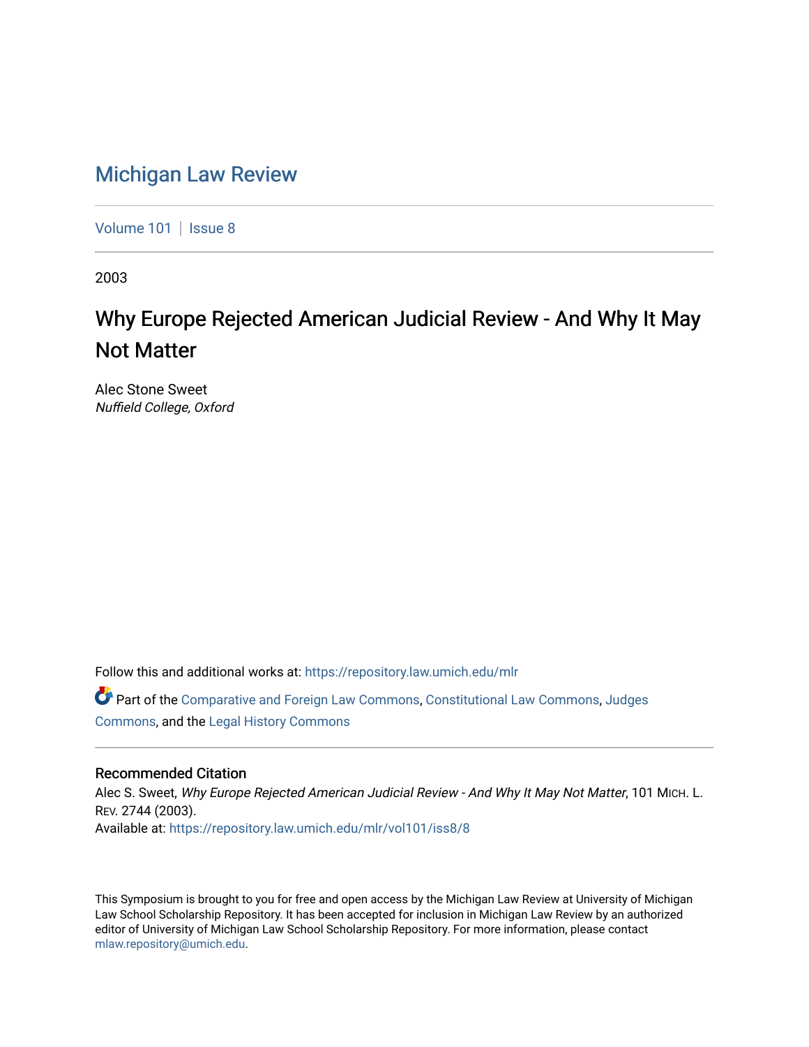# Michigan Law Review

Volume 101 | Issue 8

2003

## Why Europe Rejected American Judicial Review - And Why It May Not Matter

Alec Stone Sweet
*Nuffield College, Oxford*

Follow this and additional works at: https://repository.law.umich.edu/mlr

Part of the Comparative and Foreign Law Commons, Constitutional Law Commons, Judges Commons, and the Legal History Commons

### Recommended Citation

Alec S. Sweet, *Why Europe Rejected American Judicial Review - And Why It May Not Matter*, 101 MICH. L. REV. 2744 (2003).
Available at: https://repository.law.umich.edu/mlr/vol101/iss8/8

This Symposium is brought to you for free and open access by the Michigan Law Review at University of Michigan Law School Scholarship Repository. It has been accepted for inclusion in Michigan Law Review by an authorized editor of University of Michigan Law School Scholarship Repository. For more information, please contact mlaw.repository@umich.edu.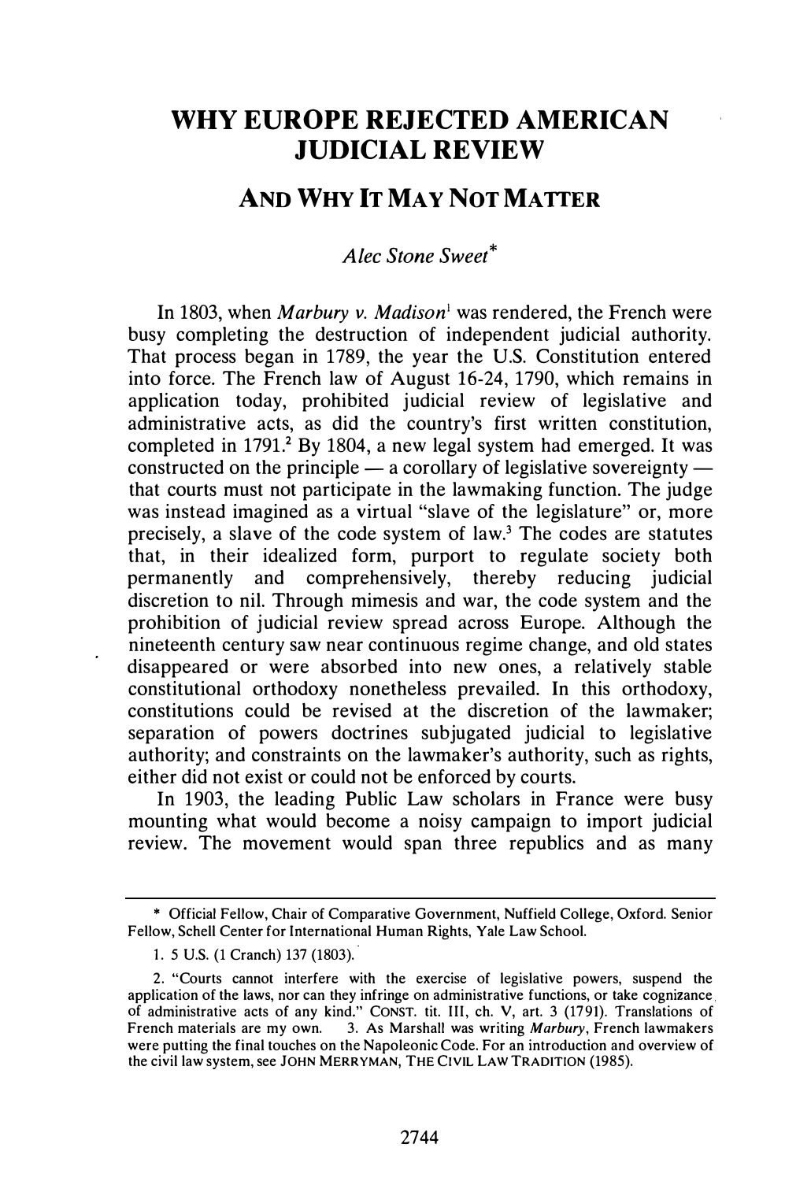# WHY EUROPE REJECTED AMERICAN JUDICIAL REVIEW

## AND WHY IT MAY NOT MATTER

*Alec Stone Sweet**

In 1803, when *Marbury v. Madison*[1] was rendered, the French were busy completing the destruction of independent judicial authority. That process began in 1789, the year the U.S. Constitution entered into force. The French law of August 16-24, 1790, which remains in application today, prohibited judicial review of legislative and administrative acts, as did the country's first written constitution, completed in 1791.[2] By 1804, a new legal system had emerged. It was constructed on the principle — a corollary of legislative sovereignty — that courts must not participate in the lawmaking function. The judge was instead imagined as a virtual "slave of the legislature" or, more precisely, a slave of the code system of law.[3] The codes are statutes that, in their idealized form, purport to regulate society both permanently and comprehensively, thereby reducing judicial discretion to nil. Through mimesis and war, the code system and the prohibition of judicial review spread across Europe. Although the nineteenth century saw near continuous regime change, and old states disappeared or were absorbed into new ones, a relatively stable constitutional orthodoxy nonetheless prevailed. In this orthodoxy, constitutions could be revised at the discretion of the lawmaker; separation of powers doctrines subjugated judicial to legislative authority; and constraints on the lawmaker's authority, such as rights, either did not exist or could not be enforced by courts.

In 1903, the leading Public Law scholars in France were busy mounting what would become a noisy campaign to import judicial review. The movement would span three republics and as many

---

\* Official Fellow, Chair of Comparative Government, Nuffield College, Oxford. Senior Fellow, Schell Center for International Human Rights, Yale Law School.

1. 5 U.S. (1 Cranch) 137 (1803).

2. "Courts cannot interfere with the exercise of legislative powers, suspend the application of the laws, nor can they infringe on administrative functions, or take cognizance of administrative acts of any kind." CONST. tit. III, ch. V, art. 3 (1791). Translations of French materials are my own.

3. As Marshall was writing *Marbury*, French lawmakers were putting the final touches on the Napoleonic Code. For an introduction and overview of the civil law system, see JOHN MERRYMAN, THE CIVIL LAW TRADITION (1985).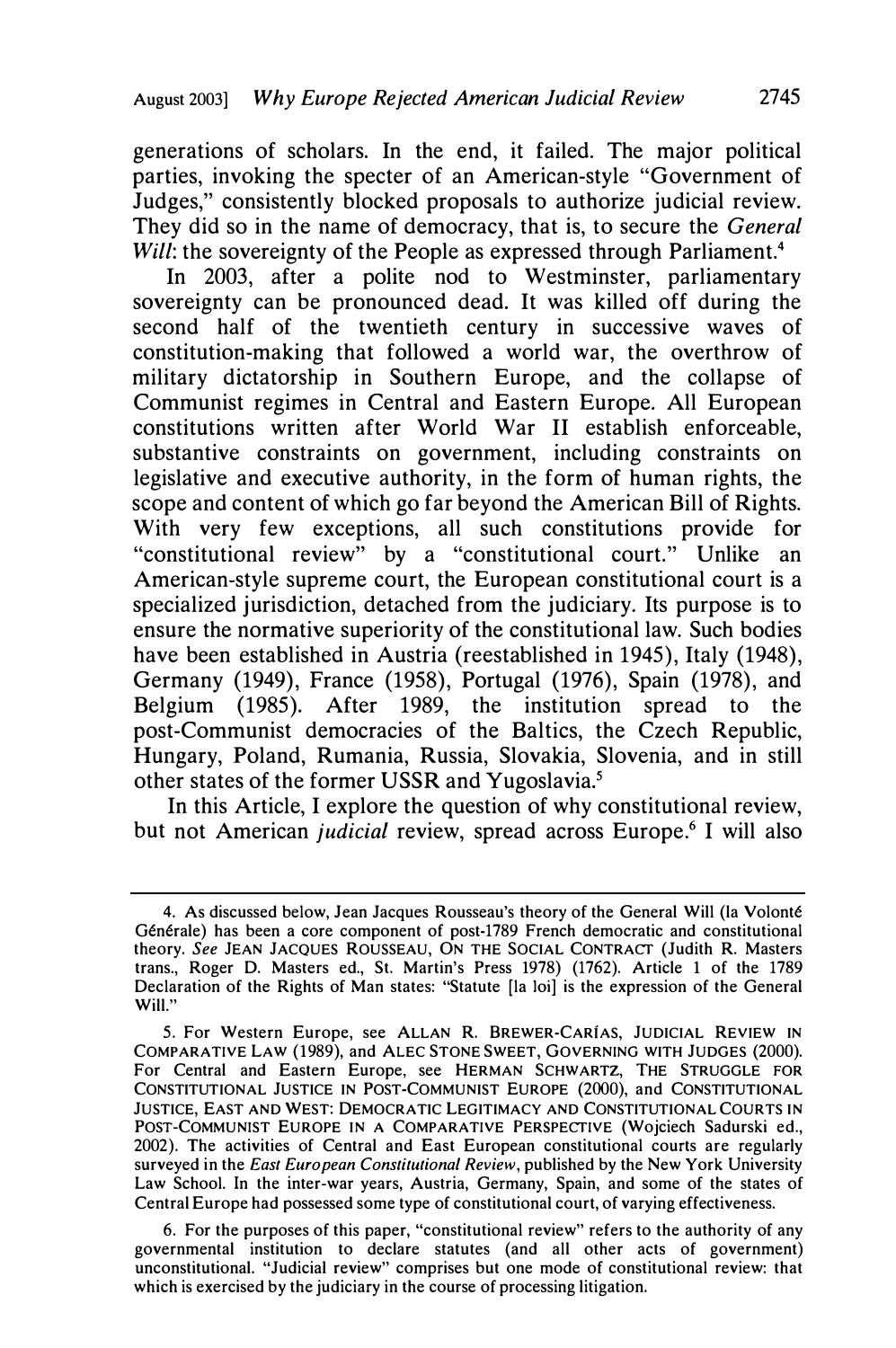generations of scholars. In the end, it failed. The major political parties, invoking the specter of an American-style "Government of Judges," consistently blocked proposals to authorize judicial review. They did so in the name of democracy, that is, to secure the *General Will*: the sovereignty of the People as expressed through Parliament.[4]

In 2003, after a polite nod to Westminster, parliamentary sovereignty can be pronounced dead. It was killed off during the second half of the twentieth century in successive waves of constitution-making that followed a world war, the overthrow of military dictatorship in Southern Europe, and the collapse of Communist regimes in Central and Eastern Europe. All European constitutions written after World War II establish enforceable, substantive constraints on government, including constraints on legislative and executive authority, in the form of human rights, the scope and content of which go far beyond the American Bill of Rights. With very few exceptions, all such constitutions provide for "constitutional review" by a "constitutional court." Unlike an American-style supreme court, the European constitutional court is a specialized jurisdiction, detached from the judiciary. Its purpose is to ensure the normative superiority of the constitutional law. Such bodies have been established in Austria (reestablished in 1945), Italy (1948), Germany (1949), France (1958), Portugal (1976), Spain (1978), and Belgium (1985). After 1989, the institution spread to the post-Communist democracies of the Baltics, the Czech Republic, Hungary, Poland, Rumania, Russia, Slovakia, Slovenia, and in still other states of the former USSR and Yugoslavia.[5]

In this Article, I explore the question of why constitutional review, but not American *judicial* review, spread across Europe.[6] I will also

---

4. As discussed below, Jean Jacques Rousseau's theory of the General Will (la Volonté Générale) has been a core component of post-1789 French democratic and constitutional theory. *See* JEAN JACQUES ROUSSEAU, ON THE SOCIAL CONTRACT (Judith R. Masters trans., Roger D. Masters ed., St. Martin's Press 1978) (1762). Article 1 of the 1789 Declaration of the Rights of Man states: "Statute [la loi] is the expression of the General Will."

5. For Western Europe, see ALLAN R. BREWER-CARÍAS, JUDICIAL REVIEW IN COMPARATIVE LAW (1989), and ALEC STONE SWEET, GOVERNING WITH JUDGES (2000). For Central and Eastern Europe, see HERMAN SCHWARTZ, THE STRUGGLE FOR CONSTITUTIONAL JUSTICE IN POST-COMMUNIST EUROPE (2000), and CONSTITUTIONAL JUSTICE, EAST AND WEST: DEMOCRATIC LEGITIMACY AND CONSTITUTIONAL COURTS IN POST-COMMUNIST EUROPE IN A COMPARATIVE PERSPECTIVE (Wojciech Sadurski ed., 2002). The activities of Central and East European constitutional courts are regularly surveyed in the *East European Constitutional Review*, published by the New York University Law School. In the inter-war years, Austria, Germany, Spain, and some of the states of Central Europe had possessed some type of constitutional court, of varying effectiveness.

6. For the purposes of this paper, "constitutional review" refers to the authority of any governmental institution to declare statutes (and all other acts of government) unconstitutional. "Judicial review" comprises but one mode of constitutional review: that which is exercised by the judiciary in the course of processing litigation.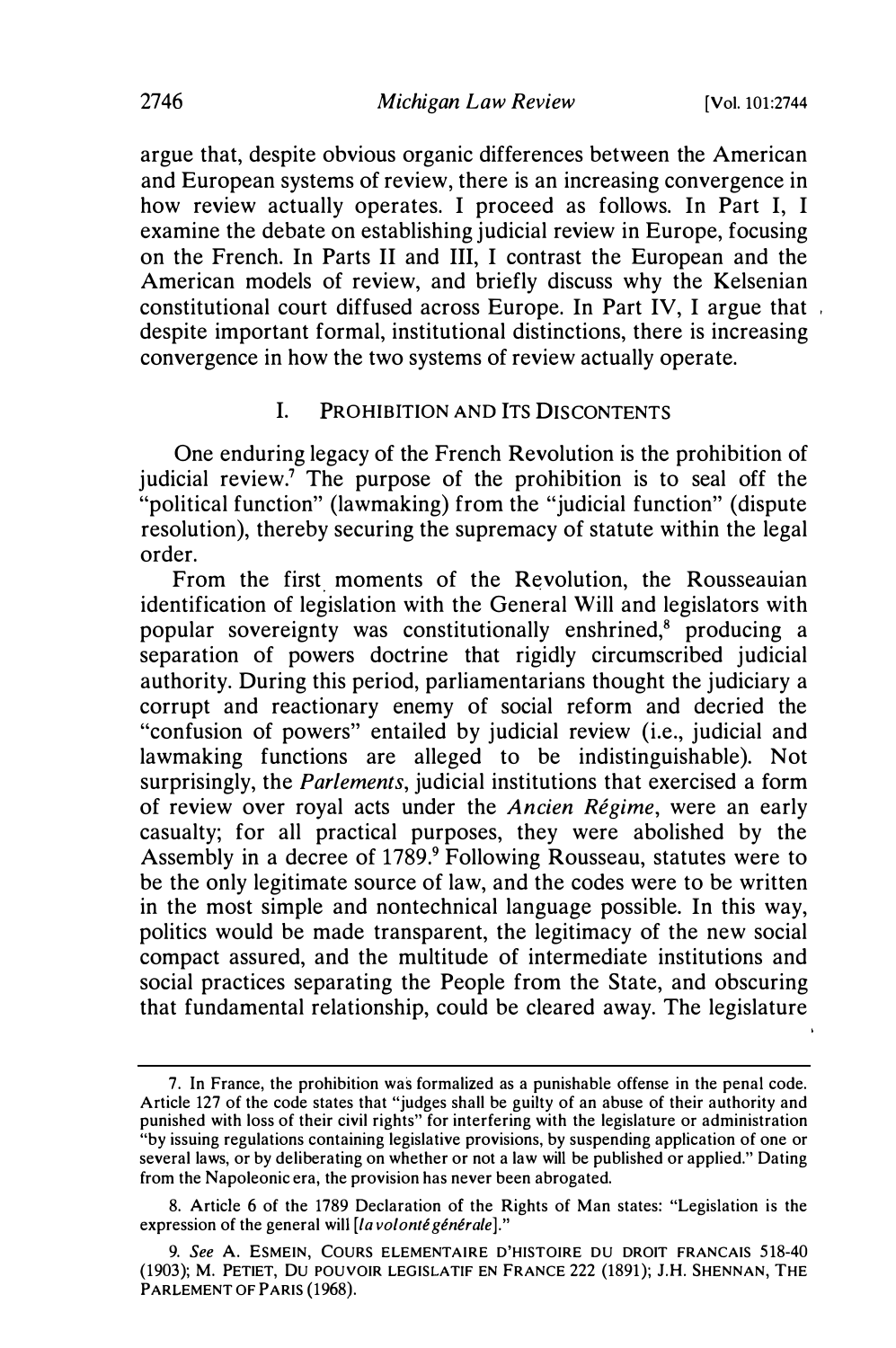argue that, despite obvious organic differences between the American and European systems of review, there is an increasing convergence in how review actually operates. I proceed as follows. In Part I, I examine the debate on establishing judicial review in Europe, focusing on the French. In Parts II and III, I contrast the European and the American models of review, and briefly discuss why the Kelsenian constitutional court diffused across Europe. In Part IV, I argue that despite important formal, institutional distinctions, there is increasing convergence in how the two systems of review actually operate.

## I. Prohibition and Its Discontents

One enduring legacy of the French Revolution is the prohibition of judicial review.[7] The purpose of the prohibition is to seal off the "political function" (lawmaking) from the "judicial function" (dispute resolution), thereby securing the supremacy of statute within the legal order.

From the first moments of the Revolution, the Rousseauian identification of legislation with the General Will and legislators with popular sovereignty was constitutionally enshrined,[8] producing a separation of powers doctrine that rigidly circumscribed judicial authority. During this period, parliamentarians thought the judiciary a corrupt and reactionary enemy of social reform and decried the "confusion of powers" entailed by judicial review (i.e., judicial and lawmaking functions are alleged to be indistinguishable). Not surprisingly, the *Parlements*, judicial institutions that exercised a form of review over royal acts under the *Ancien Régime*, were an early casualty; for all practical purposes, they were abolished by the Assembly in a decree of 1789.[9] Following Rousseau, statutes were to be the only legitimate source of law, and the codes were to be written in the most simple and nontechnical language possible. In this way, politics would be made transparent, the legitimacy of the new social compact assured, and the multitude of intermediate institutions and social practices separating the People from the State, and obscuring that fundamental relationship, could be cleared away. The legislature

---

7. In France, the prohibition was formalized as a punishable offense in the penal code. Article 127 of the code states that "judges shall be guilty of an abuse of their authority and punished with loss of their civil rights" for interfering with the legislature or administration "by issuing regulations containing legislative provisions, by suspending application of one or several laws, or by deliberating on whether or not a law will be published or applied." Dating from the Napoleonic era, the provision has never been abrogated.

8. Article 6 of the 1789 Declaration of the Rights of Man states: "Legislation is the expression of the general will [*la volonté générale*]."

9. *See* A. ESMEIN, COURS ELEMENTAIRE D'HISTOIRE DU DROIT FRANCAIS 518-40 (1903); M. PETIET, DU POUVOIR LEGISLATIF EN FRANCE 222 (1891); J.H. SHENNAN, THE PARLEMENT OF PARIS (1968).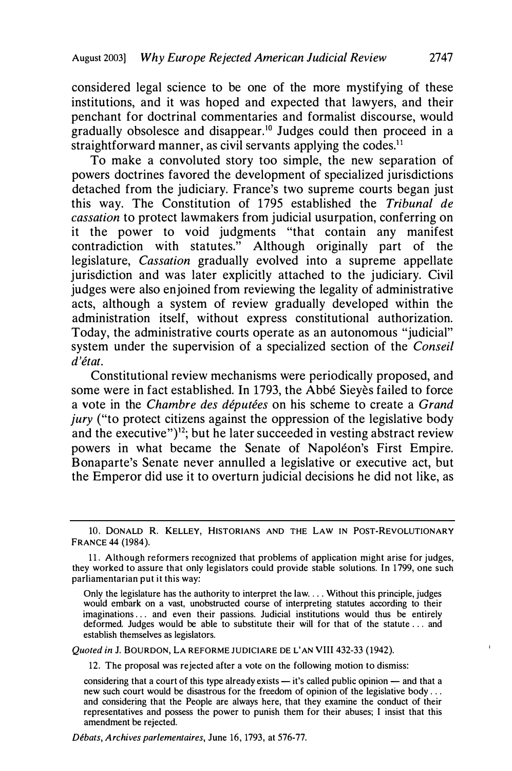considered legal science to be one of the more mystifying of these institutions, and it was hoped and expected that lawyers, and their penchant for doctrinal commentaries and formalist discourse, would gradually obsolesce and disappear.[10] Judges could then proceed in a straightforward manner, as civil servants applying the codes.[11]

To make a convoluted story too simple, the new separation of powers doctrines favored the development of specialized jurisdictions detached from the judiciary. France's two supreme courts began just this way. The Constitution of 1795 established the *Tribunal de cassation* to protect lawmakers from judicial usurpation, conferring on it the power to void judgments "that contain any manifest contradiction with statutes." Although originally part of the legislature, *Cassation* gradually evolved into a supreme appellate jurisdiction and was later explicitly attached to the judiciary. Civil judges were also enjoined from reviewing the legality of administrative acts, although a system of review gradually developed within the administration itself, without express constitutional authorization. Today, the administrative courts operate as an autonomous "judicial" system under the supervision of a specialized section of the *Conseil d'état*.

Constitutional review mechanisms were periodically proposed, and some were in fact established. In 1793, the Abbé Sieyès failed to force a vote in the *Chambre des députées* on his scheme to create a *Grand jury* ("to protect citizens against the oppression of the legislative body and the executive")[12]; but he later succeeded in vesting abstract review powers in what became the Senate of Napoléon's First Empire. Bonaparte's Senate never annulled a legislative or executive act, but the Emperor did use it to overturn judicial decisions he did not like, as

---

10. DONALD R. KELLEY, HISTORIANS AND THE LAW IN POST-REVOLUTIONARY FRANCE 44 (1984).

11. Although reformers recognized that problems of application might arise for judges, they worked to assure that only legislators could provide stable solutions. In 1799, one such parliamentarian put it this way:

> Only the legislature has the authority to interpret the law. . . . Without this principle, judges would embark on a vast, unobstructed course of interpreting statutes according to their imaginations . . . and even their passions. Judicial institutions would thus be entirely deformed. Judges would be able to substitute their will for that of the statute . . . and establish themselves as legislators.

*Quoted in* J. BOURDON, LA REFORME JUDICIARE DE L'AN VIII 432-33 (1942).

12. The proposal was rejected after a vote on the following motion to dismiss:

> considering that a court of this type already exists — it's called public opinion — and that a new such court would be disastrous for the freedom of opinion of the legislative body . . . and considering that the People are always here, that they examine the conduct of their representatives and possess the power to punish them for their abuses; I insist that this amendment be rejected.

*Débats*, *Archives parlementaires*, June 16, 1793, at 576-77.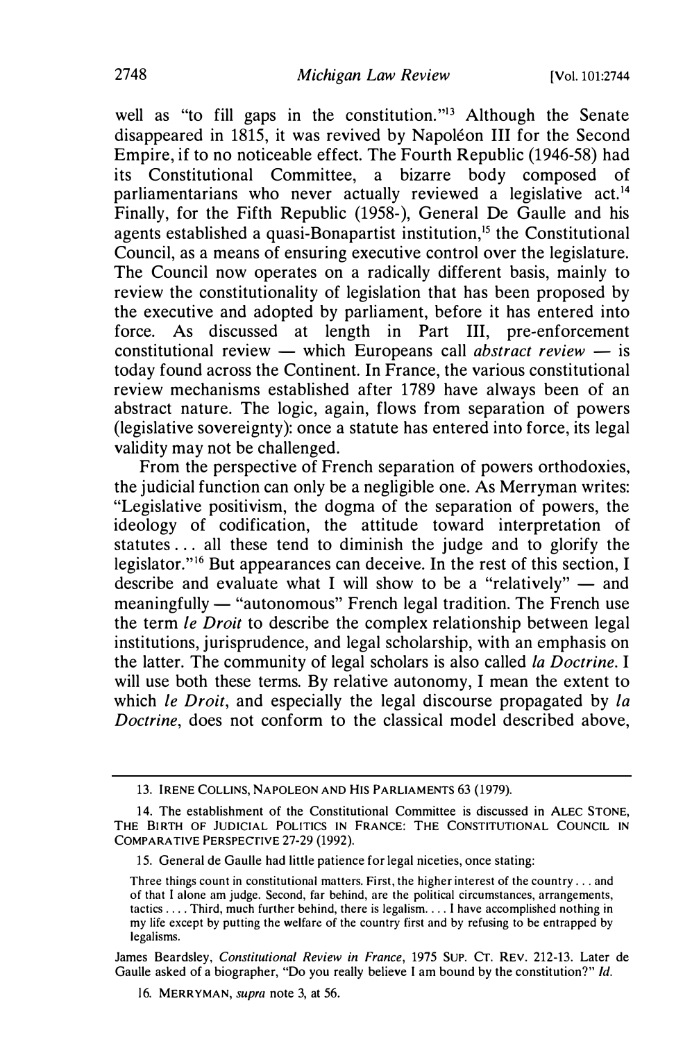well as "to fill gaps in the constitution."[13] Although the Senate disappeared in 1815, it was revived by Napoléon III for the Second Empire, if to no noticeable effect. The Fourth Republic (1946-58) had its Constitutional Committee, a bizarre body composed of parliamentarians who never actually reviewed a legislative act.[14] Finally, for the Fifth Republic (1958-), General De Gaulle and his agents established a quasi-Bonapartist institution,[15] the Constitutional Council, as a means of ensuring executive control over the legislature. The Council now operates on a radically different basis, mainly to review the constitutionality of legislation that has been proposed by the executive and adopted by parliament, before it has entered into force. As discussed at length in Part III, pre-enforcement constitutional review — which Europeans call *abstract review* — is today found across the Continent. In France, the various constitutional review mechanisms established after 1789 have always been of an abstract nature. The logic, again, flows from separation of powers (legislative sovereignty): once a statute has entered into force, its legal validity may not be challenged.

From the perspective of French separation of powers orthodoxies, the judicial function can only be a negligible one. As Merryman writes: "Legislative positivism, the dogma of the separation of powers, the ideology of codification, the attitude toward interpretation of statutes ... all these tend to diminish the judge and to glorify the legislator."[16] But appearances can deceive. In the rest of this section, I describe and evaluate what I will show to be a "relatively" — and meaningfully — "autonomous" French legal tradition. The French use the term *le Droit* to describe the complex relationship between legal institutions, jurisprudence, and legal scholarship, with an emphasis on the latter. The community of legal scholars is also called *la Doctrine*. I will use both these terms. By relative autonomy, I mean the extent to which *le Droit*, and especially the legal discourse propagated by *la Doctrine*, does not conform to the classical model described above,

---

13. IRENE COLLINS, NAPOLEON AND HIS PARLIAMENTS 63 (1979).

14. The establishment of the Constitutional Committee is discussed in ALEC STONE, THE BIRTH OF JUDICIAL POLITICS IN FRANCE: THE CONSTITUTIONAL COUNCIL IN COMPARATIVE PERSPECTIVE 27-29 (1992).

15. General de Gaulle had little patience for legal niceties, once stating:

> Three things count in constitutional matters. First, the higher interest of the country ... and of that I alone am judge. Second, far behind, are the political circumstances, arrangements, tactics .... Third, much further behind, there is legalism. ... I have accomplished nothing in my life except by putting the welfare of the country first and by refusing to be entrapped by legalisms.

James Beardsley, *Constitutional Review in France*, 1975 SUP. CT. REV. 212-13. Later de Gaulle asked of a biographer, "Do you really believe I am bound by the constitution?" *Id.*

16. MERRYMAN, *supra* note 3, at 56.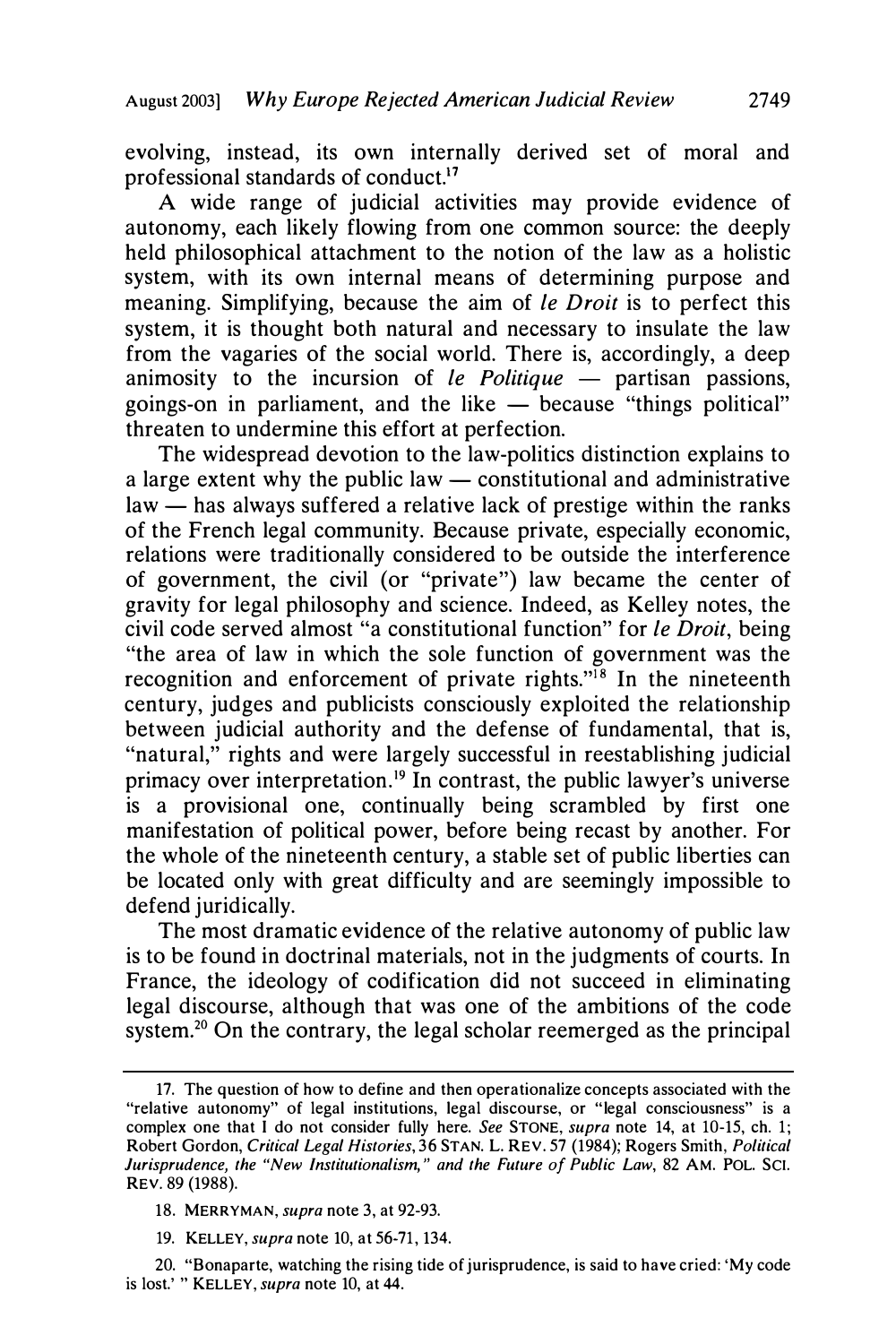evolving, instead, its own internally derived set of moral and professional standards of conduct.[17]

A wide range of judicial activities may provide evidence of autonomy, each likely flowing from one common source: the deeply held philosophical attachment to the notion of the law as a holistic system, with its own internal means of determining purpose and meaning. Simplifying, because the aim of *le Droit* is to perfect this system, it is thought both natural and necessary to insulate the law from the vagaries of the social world. There is, accordingly, a deep animosity to the incursion of *le Politique* — partisan passions, goings-on in parliament, and the like — because "things political" threaten to undermine this effort at perfection.

The widespread devotion to the law-politics distinction explains to a large extent why the public law — constitutional and administrative law — has always suffered a relative lack of prestige within the ranks of the French legal community. Because private, especially economic, relations were traditionally considered to be outside the interference of government, the civil (or "private") law became the center of gravity for legal philosophy and science. Indeed, as Kelley notes, the civil code served almost "a constitutional function" for *le Droit*, being "the area of law in which the sole function of government was the recognition and enforcement of private rights."[18] In the nineteenth century, judges and publicists consciously exploited the relationship between judicial authority and the defense of fundamental, that is, "natural," rights and were largely successful in reestablishing judicial primacy over interpretation.[19] In contrast, the public lawyer's universe is a provisional one, continually being scrambled by first one manifestation of political power, before being recast by another. For the whole of the nineteenth century, a stable set of public liberties can be located only with great difficulty and are seemingly impossible to defend juridically.

The most dramatic evidence of the relative autonomy of public law is to be found in doctrinal materials, not in the judgments of courts. In France, the ideology of codification did not succeed in eliminating legal discourse, although that was one of the ambitions of the code system.[20] On the contrary, the legal scholar reemerged as the principal

---

17. The question of how to define and then operationalize concepts associated with the "relative autonomy" of legal institutions, legal discourse, or "legal consciousness" is a complex one that I do not consider fully here. *See* STONE, *supra* note 14, at 10-15, ch. 1; Robert Gordon, *Critical Legal Histories*, 36 STAN. L. REV. 57 (1984); Rogers Smith, *Political Jurisprudence, the "New Institutionalism," and the Future of Public Law*, 82 AM. POL. SCI. REV. 89 (1988).

18. MERRYMAN, *supra* note 3, at 92-93.

19. KELLEY, *supra* note 10, at 56-71, 134.

20. "Bonaparte, watching the rising tide of jurisprudence, is said to have cried: 'My code is lost.' " KELLEY, *supra* note 10, at 44.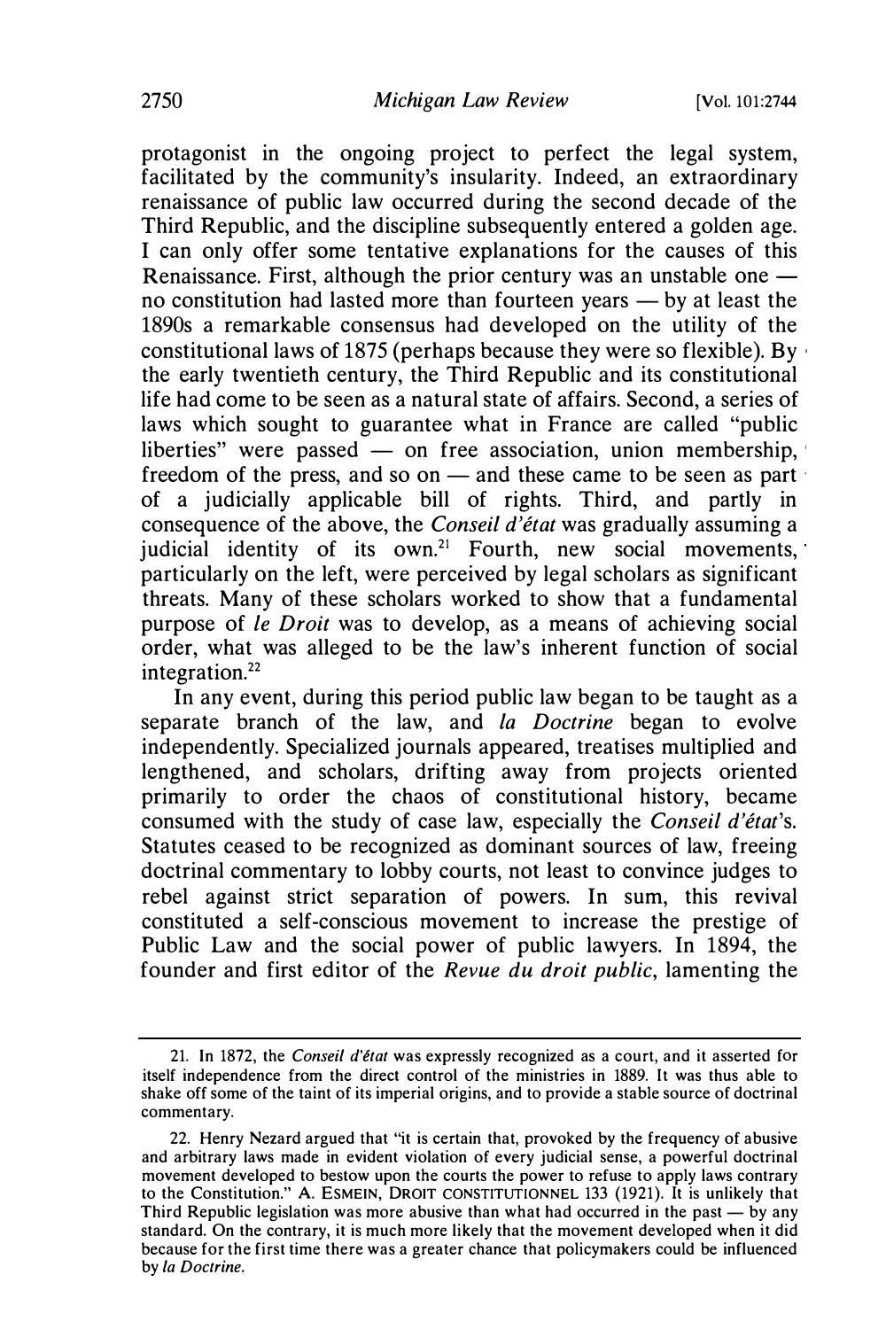protagonist in the ongoing project to perfect the legal system, facilitated by the community's insularity. Indeed, an extraordinary renaissance of public law occurred during the second decade of the Third Republic, and the discipline subsequently entered a golden age. I can only offer some tentative explanations for the causes of this Renaissance. First, although the prior century was an unstable one — no constitution had lasted more than fourteen years — by at least the 1890s a remarkable consensus had developed on the utility of the constitutional laws of 1875 (perhaps because they were so flexible). By the early twentieth century, the Third Republic and its constitutional life had come to be seen as a natural state of affairs. Second, a series of laws which sought to guarantee what in France are called "public liberties" were passed — on free association, union membership, freedom of the press, and so on — and these came to be seen as part of a judicially applicable bill of rights. Third, and partly in consequence of the above, the *Conseil d'état* was gradually assuming a judicial identity of its own.[21] Fourth, new social movements, particularly on the left, were perceived by legal scholars as significant threats. Many of these scholars worked to show that a fundamental purpose of *le Droit* was to develop, as a means of achieving social order, what was alleged to be the law's inherent function of social integration.[22]

In any event, during this period public law began to be taught as a separate branch of the law, and *la Doctrine* began to evolve independently. Specialized journals appeared, treatises multiplied and lengthened, and scholars, drifting away from projects oriented primarily to order the chaos of constitutional history, became consumed with the study of case law, especially the *Conseil d'état*'s. Statutes ceased to be recognized as dominant sources of law, freeing doctrinal commentary to lobby courts, not least to convince judges to rebel against strict separation of powers. In sum, this revival constituted a self-conscious movement to increase the prestige of Public Law and the social power of public lawyers. In 1894, the founder and first editor of the *Revue du droit public*, lamenting the

---

21. In 1872, the *Conseil d'état* was expressly recognized as a court, and it asserted for itself independence from the direct control of the ministries in 1889. It was thus able to shake off some of the taint of its imperial origins, and to provide a stable source of doctrinal commentary.

22. Henry Nezard argued that "it is certain that, provoked by the frequency of abusive and arbitrary laws made in evident violation of every judicial sense, a powerful doctrinal movement developed to bestow upon the courts the power to refuse to apply laws contrary to the Constitution." A. ESMEIN, DROIT CONSTITUTIONNEL 133 (1921). It is unlikely that Third Republic legislation was more abusive than what had occurred in the past — by any standard. On the contrary, it is much more likely that the movement developed when it did because for the first time there was a greater chance that policymakers could be influenced by *la Doctrine*.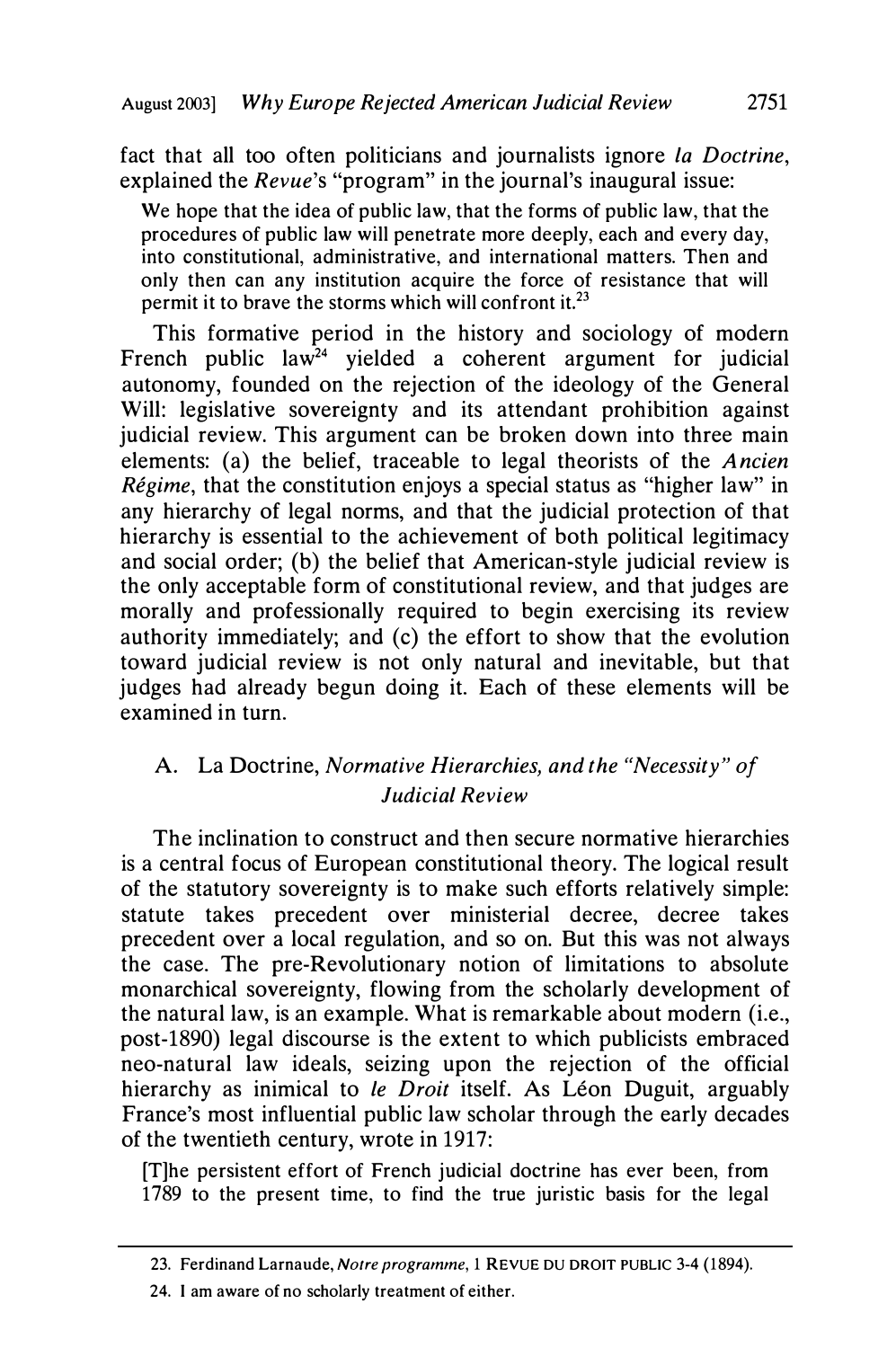fact that all too often politicians and journalists ignore *la Doctrine*, explained the *Revue*'s "program" in the journal's inaugural issue:

> We hope that the idea of public law, that the forms of public law, that the procedures of public law will penetrate more deeply, each and every day, into constitutional, administrative, and international matters. Then and only then can any institution acquire the force of resistance that will permit it to brave the storms which will confront it.[23]

This formative period in the history and sociology of modern French public law[24] yielded a coherent argument for judicial autonomy, founded on the rejection of the ideology of the General Will: legislative sovereignty and its attendant prohibition against judicial review. This argument can be broken down into three main elements: (a) the belief, traceable to legal theorists of the *Ancien Régime*, that the constitution enjoys a special status as "higher law" in any hierarchy of legal norms, and that the judicial protection of that hierarchy is essential to the achievement of both political legitimacy and social order; (b) the belief that American-style judicial review is the only acceptable form of constitutional review, and that judges are morally and professionally required to begin exercising its review authority immediately; and (c) the effort to show that the evolution toward judicial review is not only natural and inevitable, but that judges had already begun doing it. Each of these elements will be examined in turn.

## A. La Doctrine, *Normative Hierarchies, and the "Necessity" of Judicial Review*

The inclination to construct and then secure normative hierarchies is a central focus of European constitutional theory. The logical result of the statutory sovereignty is to make such efforts relatively simple: statute takes precedent over ministerial decree, decree takes precedent over a local regulation, and so on. But this was not always the case. The pre-Revolutionary notion of limitations to absolute monarchical sovereignty, flowing from the scholarly development of the natural law, is an example. What is remarkable about modern (i.e., post-1890) legal discourse is the extent to which publicists embraced neo-natural law ideals, seizing upon the rejection of the official hierarchy as inimical to *le Droit* itself. As Léon Duguit, arguably France's most influential public law scholar through the early decades of the twentieth century, wrote in 1917:

> [T]he persistent effort of French judicial doctrine has ever been, from 1789 to the present time, to find the true juristic basis for the legal

---

23. Ferdinand Larnaude, *Notre programme*, 1 REVUE DU DROIT PUBLIC 3-4 (1894).

24. I am aware of no scholarly treatment of either.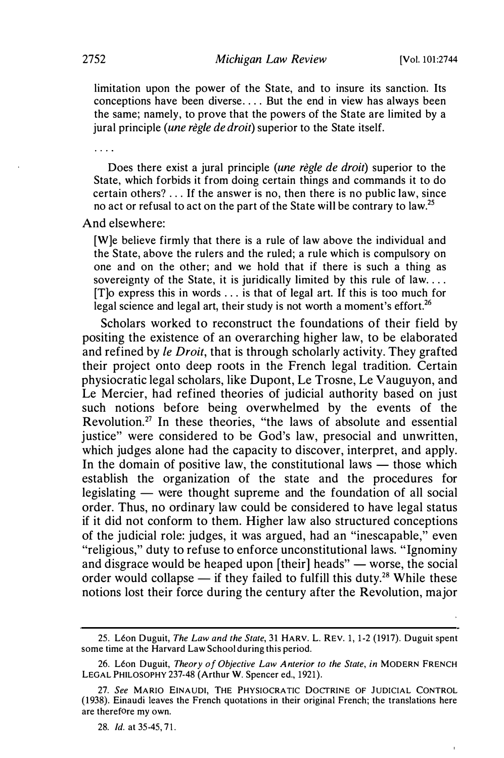> limitation upon the power of the State, and to insure its sanction. Its conceptions have been diverse.... But the end in view has always been the same; namely, to prove that the powers of the State are limited by a jural principle (*une règle de droit*) superior to the State itself.
>
> ....
>
> Does there exist a jural principle (*une règle de droit*) superior to the State, which forbids it from doing certain things and commands it to do certain others? ... If the answer is no, then there is no public law, since no act or refusal to act on the part of the State will be contrary to law.[25]

And elsewhere:

> [W]e believe firmly that there is a rule of law above the individual and the State, above the rulers and the ruled; a rule which is compulsory on one and on the other; and we hold that if there is such a thing as sovereignty of the State, it is juridically limited by this rule of law.... [T]o express this in words ... is that of legal art. If this is too much for legal science and legal art, their study is not worth a moment's effort.[26]

Scholars worked to reconstruct the foundations of their field by positing the existence of an overarching higher law, to be elaborated and refined by *le Droit*, that is through scholarly activity. They grafted their project onto deep roots in the French legal tradition. Certain physiocratic legal scholars, like Dupont, Le Trosne, Le Vauguyon, and Le Mercier, had refined theories of judicial authority based on just such notions before being overwhelmed by the events of the Revolution.[27] In these theories, "the laws of absolute and essential justice" were considered to be God's law, presocial and unwritten, which judges alone had the capacity to discover, interpret, and apply. In the domain of positive law, the constitutional laws — those which establish the organization of the state and the procedures for legislating — were thought supreme and the foundation of all social order. Thus, no ordinary law could be considered to have legal status if it did not conform to them. Higher law also structured conceptions of the judicial role: judges, it was argued, had an "inescapable," even "religious," duty to refuse to enforce unconstitutional laws. "Ignominy and disgrace would be heaped upon [their] heads" — worse, the social order would collapse — if they failed to fulfill this duty.[28] While these notions lost their force during the century after the Revolution, major

---

25. Léon Duguit, *The Law and the State*, 31 HARV. L. REV. 1, 1-2 (1917). Duguit spent some time at the Harvard Law School during this period.

26. Léon Duguit, *Theory of Objective Law Anterior to the State*, *in* MODERN FRENCH LEGAL PHILOSOPHY 237-48 (Arthur W. Spencer ed., 1921).

27. *See* MARIO EINAUDI, THE PHYSIOCRATIC DOCTRINE OF JUDICIAL CONTROL (1938). Einaudi leaves the French quotations in their original French; the translations here are therefore my own.

28. *Id.* at 35-45, 71.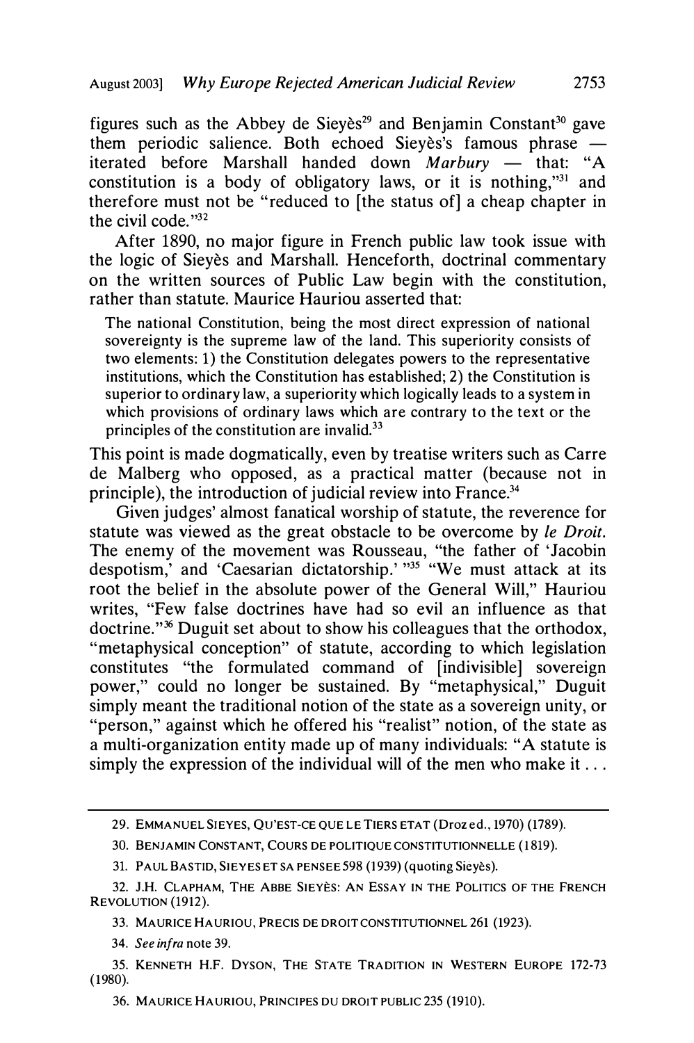figures such as the Abbey de Sieyès[29] and Benjamin Constant[30] gave them periodic salience. Both echoed Sieyès's famous phrase — iterated before Marshall handed down *Marbury* — that: "A constitution is a body of obligatory laws, or it is nothing,"[31] and therefore must not be "reduced to [the status of] a cheap chapter in the civil code."[32]

After 1890, no major figure in French public law took issue with the logic of Sieyès and Marshall. Henceforth, doctrinal commentary on the written sources of Public Law begin with the constitution, rather than statute. Maurice Hauriou asserted that:

> The national Constitution, being the most direct expression of national sovereignty is the supreme law of the land. This superiority consists of two elements: 1) the Constitution delegates powers to the representative institutions, which the Constitution has established; 2) the Constitution is superior to ordinary law, a superiority which logically leads to a system in which provisions of ordinary laws which are contrary to the text or the principles of the constitution are invalid.[33]

This point is made dogmatically, even by treatise writers such as Carre de Malberg who opposed, as a practical matter (because not in principle), the introduction of judicial review into France.[34]

Given judges' almost fanatical worship of statute, the reverence for statute was viewed as the great obstacle to be overcome by *le Droit*. The enemy of the movement was Rousseau, "the father of 'Jacobin despotism,' and 'Caesarian dictatorship.' "[35] "We must attack at its root the belief in the absolute power of the General Will," Hauriou writes, "Few false doctrines have had so evil an influence as that doctrine."[36] Duguit set about to show his colleagues that the orthodox, "metaphysical conception" of statute, according to which legislation constitutes "the formulated command of [indivisible] sovereign power," could no longer be sustained. By "metaphysical," Duguit simply meant the traditional notion of the state as a sovereign unity, or "person," against which he offered his "realist" notion, of the state as a multi-organization entity made up of many individuals: "A statute is simply the expression of the individual will of the men who make it . . .

---

29. EMMANUEL SIEYES, QU'EST-CE QUE LE TIERS ETAT (Droz ed., 1970) (1789).

30. BENJAMIN CONSTANT, COURS DE POLITIQUE CONSTITUTIONNELLE (1819).

31. PAUL BASTID, SIEYES ET SA PENSEE 598 (1939) (quoting Sieyès).

32. J.H. CLAPHAM, THE ABBE SIEYÈS: AN ESSAY IN THE POLITICS OF THE FRENCH REVOLUTION (1912).

33. MAURICE HAURIOU, PRECIS DE DROIT CONSTITUTIONNEL 261 (1923).

34. *See infra* note 39.

35. KENNETH H.F. DYSON, THE STATE TRADITION IN WESTERN EUROPE 172-73 (1980).

36. MAURICE HAURIOU, PRINCIPES DU DROIT PUBLIC 235 (1910).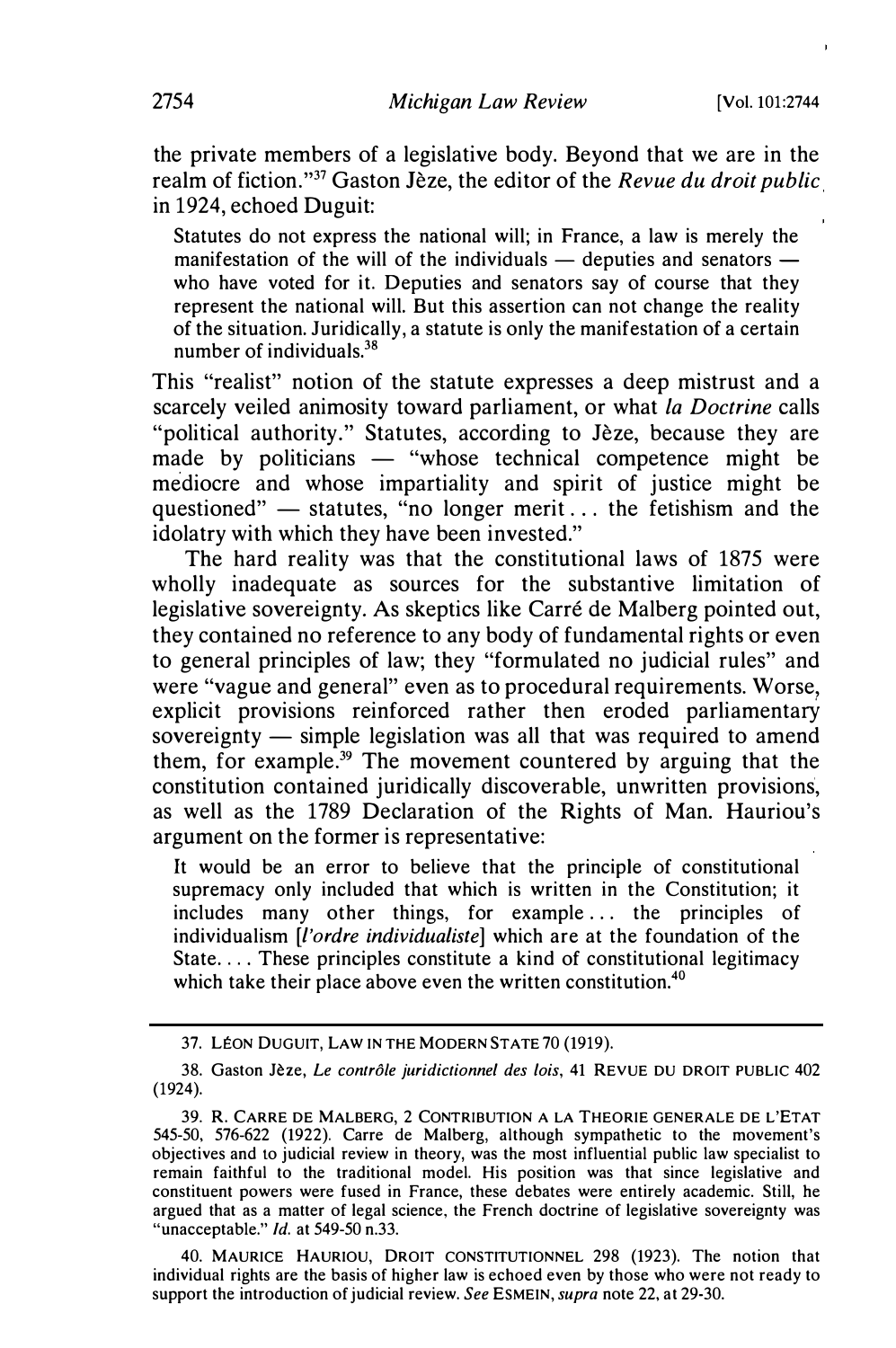the private members of a legislative body. Beyond that we are in the realm of fiction."[37] Gaston Jèze, the editor of the *Revue du droit public* in 1924, echoed Duguit:

> Statutes do not express the national will; in France, a law is merely the manifestation of the will of the individuals — deputies and senators — who have voted for it. Deputies and senators say of course that they represent the national will. But this assertion can not change the reality of the situation. Juridically, a statute is only the manifestation of a certain number of individuals.[38]

This "realist" notion of the statute expresses a deep mistrust and a scarcely veiled animosity toward parliament, or what *la Doctrine* calls "political authority." Statutes, according to Jèze, because they are made by politicians — "whose technical competence might be mediocre and whose impartiality and spirit of justice might be questioned" — statutes, "no longer merit . . . the fetishism and the idolatry with which they have been invested."

The hard reality was that the constitutional laws of 1875 were wholly inadequate as sources for the substantive limitation of legislative sovereignty. As skeptics like Carré de Malberg pointed out, they contained no reference to any body of fundamental rights or even to general principles of law; they "formulated no judicial rules" and were "vague and general" even as to procedural requirements. Worse, explicit provisions reinforced rather then eroded parliamentary sovereignty — simple legislation was all that was required to amend them, for example.[39] The movement countered by arguing that the constitution contained juridically discoverable, unwritten provisions, as well as the 1789 Declaration of the Rights of Man. Hauriou's argument on the former is representative:

> It would be an error to believe that the principle of constitutional supremacy only included that which is written in the Constitution; it includes many other things, for example . . . the principles of individualism [*l'ordre individualiste*] which are at the foundation of the State. . . . These principles constitute a kind of constitutional legitimacy which take their place above even the written constitution.[40]

---

37. LÉON DUGUIT, LAW IN THE MODERN STATE 70 (1919).

38. Gaston Jèze, *Le contrôle juridictionnel des lois*, 41 REVUE DU DROIT PUBLIC 402 (1924).

39. R. CARRE DE MALBERG, 2 CONTRIBUTION A LA THEORIE GENERALE DE L'ETAT 545-50, 576-622 (1922). Carre de Malberg, although sympathetic to the movement's objectives and to judicial review in theory, was the most influential public law specialist to remain faithful to the traditional model. His position was that since legislative and constituent powers were fused in France, these debates were entirely academic. Still, he argued that as a matter of legal science, the French doctrine of legislative sovereignty was "unacceptable." *Id.* at 549-50 n.33.

40. MAURICE HAURIOU, DROIT CONSTITUTIONNEL 298 (1923). The notion that individual rights are the basis of higher law is echoed even by those who were not ready to support the introduction of judicial review. *See* ESMEIN, *supra* note 22, at 29-30.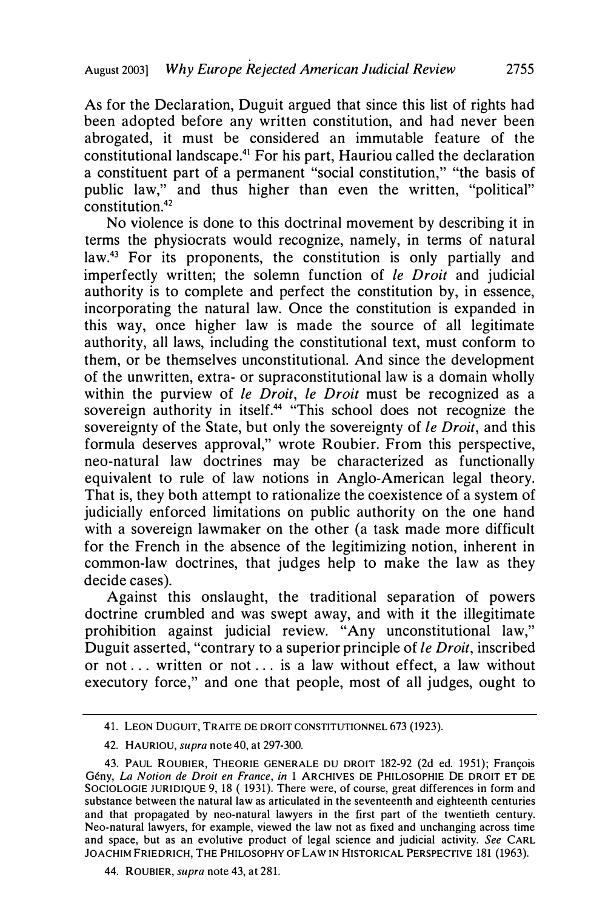As for the Declaration, Duguit argued that since this list of rights had been adopted before any written constitution, and had never been abrogated, it must be considered an immutable feature of the constitutional landscape.[41] For his part, Hauriou called the declaration a constituent part of a permanent "social constitution," "the basis of public law," and thus higher than even the written, "political" constitution.[42]

No violence is done to this doctrinal movement by describing it in terms the physiocrats would recognize, namely, in terms of natural law.[43] For its proponents, the constitution is only partially and imperfectly written; the solemn function of *le Droit* and judicial authority is to complete and perfect the constitution by, in essence, incorporating the natural law. Once the constitution is expanded in this way, once higher law is made the source of all legitimate authority, all laws, including the constitutional text, must conform to them, or be themselves unconstitutional. And since the development of the unwritten, extra- or supraconstitutional law is a domain wholly within the purview of *le Droit*, *le Droit* must be recognized as a sovereign authority in itself.[44] "This school does not recognize the sovereignty of the State, but only the sovereignty of *le Droit*, and this formula deserves approval," wrote Roubier. From this perspective, neo-natural law doctrines may be characterized as functionally equivalent to rule of law notions in Anglo-American legal theory. That is, they both attempt to rationalize the coexistence of a system of judicially enforced limitations on public authority on the one hand with a sovereign lawmaker on the other (a task made more difficult for the French in the absence of the legitimizing notion, inherent in common-law doctrines, that judges help to make the law as they decide cases).

Against this onslaught, the traditional separation of powers doctrine crumbled and was swept away, and with it the illegitimate prohibition against judicial review. "Any unconstitutional law," Duguit asserted, "contrary to a superior principle of *le Droit*, inscribed or not . . . written or not . . . is a law without effect, a law without executory force," and one that people, most of all judges, ought to

---

41. LEON DUGUIT, TRAITE DE DROIT CONSTITUTIONNEL 673 (1923).

42. HAURIOU, *supra* note 40, at 297-300.

43. PAUL ROUBIER, THEORIE GENERALE DU DROIT 182-92 (2d ed. 1951); François Gény, *La Notion de Droit en France*, *in* 1 ARCHIVES DE PHILOSOPHIE DE DROIT ET DE SOCIOLOGIE JURIDIQUE 9, 18 (1931). There were, of course, great differences in form and substance between the natural law as articulated in the seventeenth and eighteenth centuries and that propagated by neo-natural lawyers in the first part of the twentieth century. Neo-natural lawyers, for example, viewed the law not as fixed and unchanging across time and space, but as an evolutive product of legal science and judicial activity. *See* CARL JOACHIM FRIEDRICH, THE PHILOSOPHY OF LAW IN HISTORICAL PERSPECTIVE 181 (1963).

44. ROUBIER, *supra* note 43, at 281.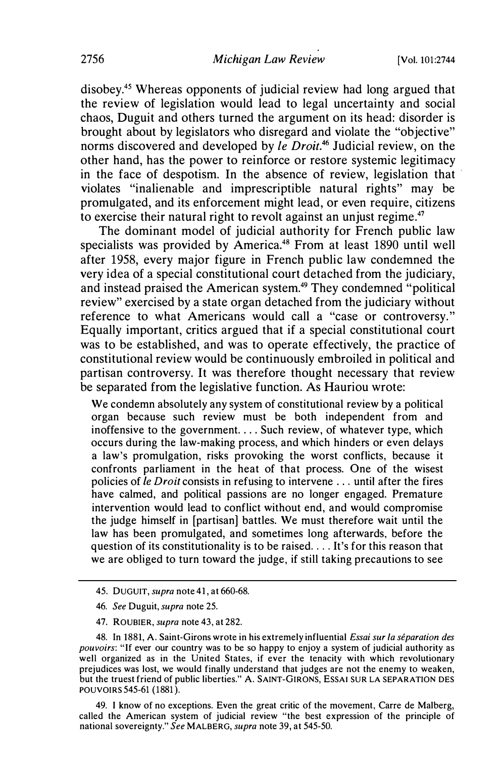disobey.[45] Whereas opponents of judicial review had long argued that the review of legislation would lead to legal uncertainty and social chaos, Duguit and others turned the argument on its head: disorder is brought about by legislators who disregard and violate the "objective" norms discovered and developed by *le Droit*.[46] Judicial review, on the other hand, has the power to reinforce or restore systemic legitimacy in the face of despotism. In the absence of review, legislation that violates "inalienable and imprescriptible natural rights" may be promulgated, and its enforcement might lead, or even require, citizens to exercise their natural right to revolt against an unjust regime.[47]

The dominant model of judicial authority for French public law specialists was provided by America.[48] From at least 1890 until well after 1958, every major figure in French public law condemned the very idea of a special constitutional court detached from the judiciary, and instead praised the American system.[49] They condemned "political review" exercised by a state organ detached from the judiciary without reference to what Americans would call a "case or controversy." Equally important, critics argued that if a special constitutional court was to be established, and was to operate effectively, the practice of constitutional review would be continuously embroiled in political and partisan controversy. It was therefore thought necessary that review be separated from the legislative function. As Hauriou wrote:

> We condemn absolutely any system of constitutional review by a political organ because such review must be both independent from and inoffensive to the government. . . . Such review, of whatever type, which occurs during the law-making process, and which hinders or even delays a law's promulgation, risks provoking the worst conflicts, because it confronts parliament in the heat of that process. One of the wisest policies of *le Droit* consists in refusing to intervene . . . until after the fires have calmed, and political passions are no longer engaged. Premature intervention would lead to conflict without end, and would compromise the judge himself in [partisan] battles. We must therefore wait until the law has been promulgated, and sometimes long afterwards, before the question of its constitutionality is to be raised. . . . It's for this reason that we are obliged to turn toward the judge, if still taking precautions to see

---

45. DUGUIT, *supra* note 41, at 660-68.

46. *See* Duguit, *supra* note 25.

47. ROUBIER, *supra* note 43, at 282.

48. In 1881, A. Saint-Girons wrote in his extremely influential *Essai sur la séparation des pouvoirs*: "If ever our country was to be so happy to enjoy a system of judicial authority as well organized as in the United States, if ever the tenacity with which revolutionary prejudices was lost, we would finally understand that judges are not the enemy to weaken, but the truest friend of public liberties." A. SAINT-GIRONS, ESSAI SUR LA SEPARATION DES POUVOIRS 545-61 (1881).

49. I know of no exceptions. Even the great critic of the movement, Carre de Malberg, called the American system of judicial review "the best expression of the principle of national sovereignty." *See* MALBERG, *supra* note 39, at 545-50.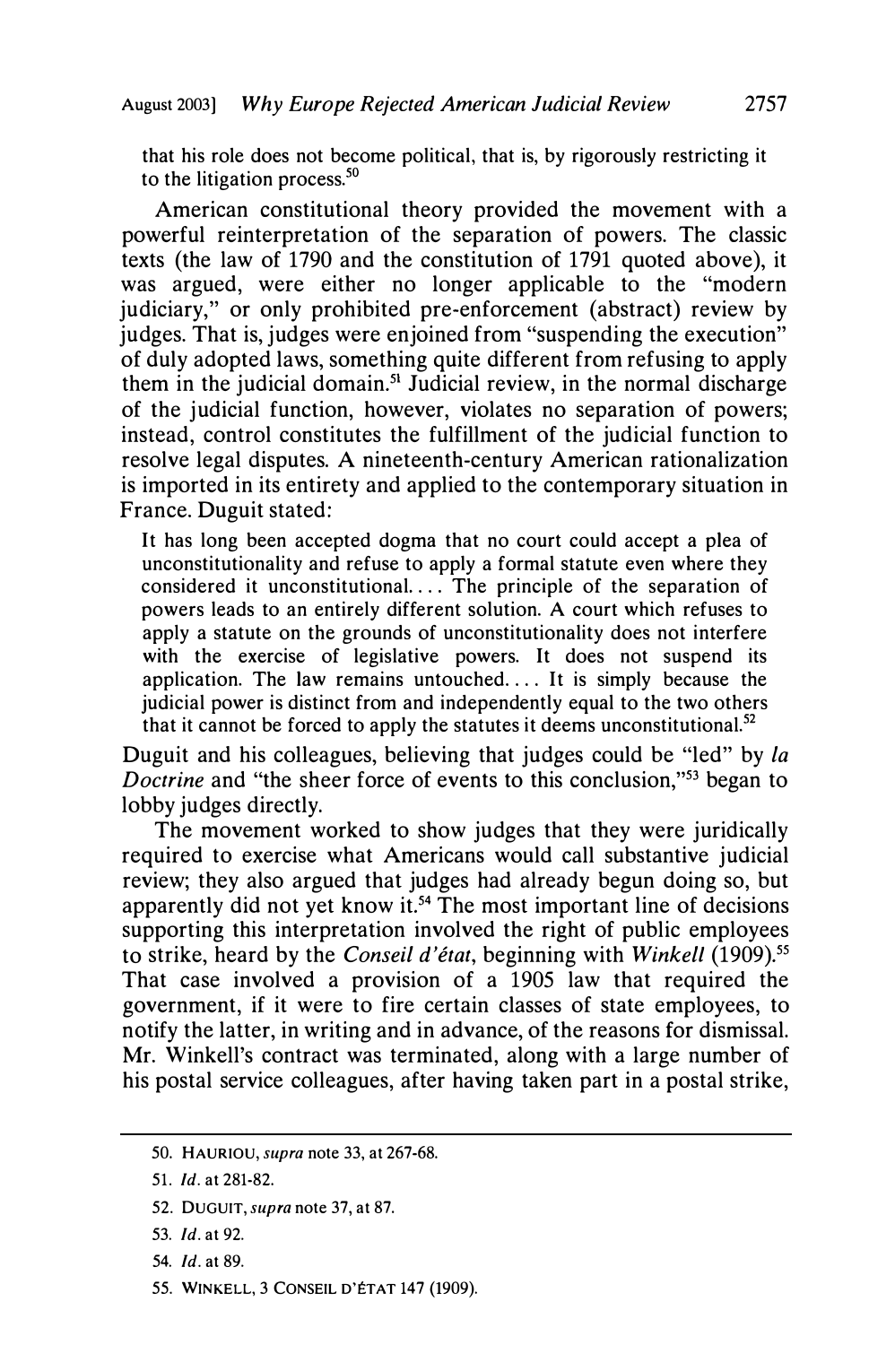that his role does not become political, that is, by rigorously restricting it to the litigation process.[50]

American constitutional theory provided the movement with a powerful reinterpretation of the separation of powers. The classic texts (the law of 1790 and the constitution of 1791 quoted above), it was argued, were either no longer applicable to the "modern judiciary," or only prohibited pre-enforcement (abstract) review by judges. That is, judges were enjoined from "suspending the execution" of duly adopted laws, something quite different from refusing to apply them in the judicial domain.[51] Judicial review, in the normal discharge of the judicial function, however, violates no separation of powers; instead, control constitutes the fulfillment of the judicial function to resolve legal disputes. A nineteenth-century American rationalization is imported in its entirety and applied to the contemporary situation in France. Duguit stated:

> It has long been accepted dogma that no court could accept a plea of unconstitutionality and refuse to apply a formal statute even where they considered it unconstitutional.... The principle of the separation of powers leads to an entirely different solution. A court which refuses to apply a statute on the grounds of unconstitutionality does not interfere with the exercise of legislative powers. It does not suspend its application. The law remains untouched.... It is simply because the judicial power is distinct from and independently equal to the two others that it cannot be forced to apply the statutes it deems unconstitutional.[52]

Duguit and his colleagues, believing that judges could be "led" by *la Doctrine* and "the sheer force of events to this conclusion,"[53] began to lobby judges directly.

The movement worked to show judges that they were juridically required to exercise what Americans would call substantive judicial review; they also argued that judges had already begun doing so, but apparently did not yet know it.[54] The most important line of decisions supporting this interpretation involved the right of public employees to strike, heard by the *Conseil d'état*, beginning with *Winkell* (1909).[55] That case involved a provision of a 1905 law that required the government, if it were to fire certain classes of state employees, to notify the latter, in writing and in advance, of the reasons for dismissal. Mr. Winkell's contract was terminated, along with a large number of his postal service colleagues, after having taken part in a postal strike,

---

50. HAURIOU, *supra* note 33, at 267-68.

51. *Id.* at 281-82.

52. DUGUIT, *supra* note 37, at 87.

53. *Id.* at 92.

54. *Id.* at 89.

55. WINKELL, 3 CONSEIL D'ÉTAT 147 (1909).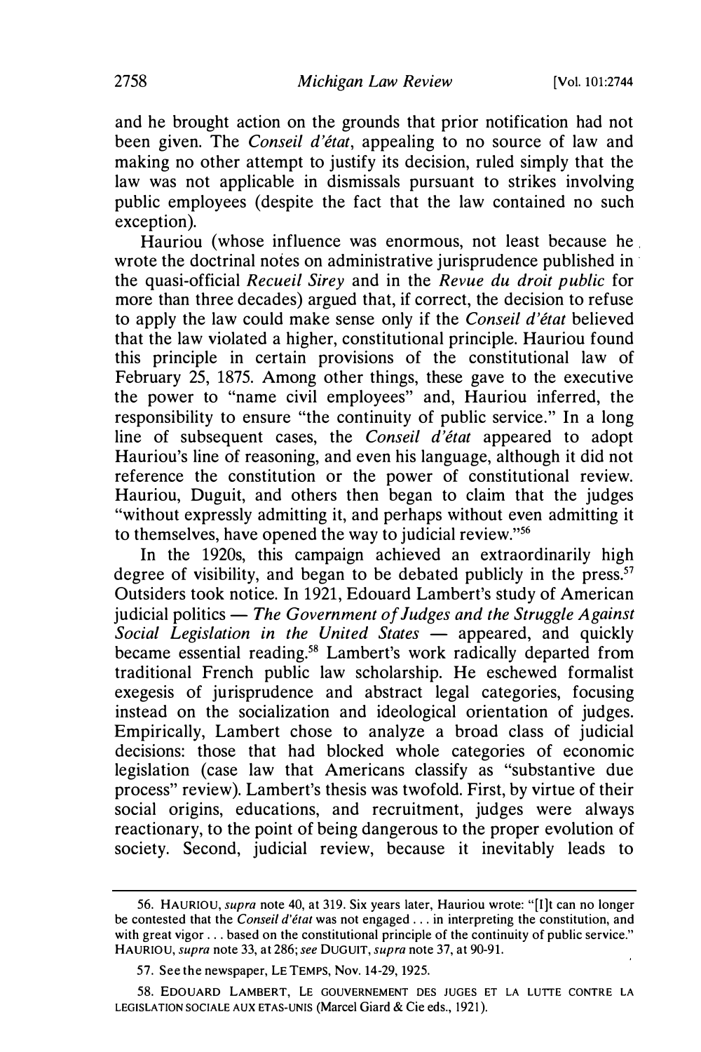and he brought action on the grounds that prior notification had not been given. The *Conseil d'état*, appealing to no source of law and making no other attempt to justify its decision, ruled simply that the law was not applicable in dismissals pursuant to strikes involving public employees (despite the fact that the law contained no such exception).

Hauriou (whose influence was enormous, not least because he wrote the doctrinal notes on administrative jurisprudence published in the quasi-official *Recueil Sirey* and in the *Revue du droit public* for more than three decades) argued that, if correct, the decision to refuse to apply the law could make sense only if the *Conseil d'état* believed that the law violated a higher, constitutional principle. Hauriou found this principle in certain provisions of the constitutional law of February 25, 1875. Among other things, these gave to the executive the power to "name civil employees" and, Hauriou inferred, the responsibility to ensure "the continuity of public service." In a long line of subsequent cases, the *Conseil d'état* appeared to adopt Hauriou's line of reasoning, and even his language, although it did not reference the constitution or the power of constitutional review. Hauriou, Duguit, and others then began to claim that the judges "without expressly admitting it, and perhaps without even admitting it to themselves, have opened the way to judicial review."[56]

In the 1920s, this campaign achieved an extraordinarily high degree of visibility, and began to be debated publicly in the press.[57] Outsiders took notice. In 1921, Edouard Lambert's study of American judicial politics — *The Government of Judges and the Struggle Against Social Legislation in the United States* — appeared, and quickly became essential reading.[58] Lambert's work radically departed from traditional French public law scholarship. He eschewed formalist exegesis of jurisprudence and abstract legal categories, focusing instead on the socialization and ideological orientation of judges. Empirically, Lambert chose to analyze a broad class of judicial decisions: those that had blocked whole categories of economic legislation (case law that Americans classify as "substantive due process" review). Lambert's thesis was twofold. First, by virtue of their social origins, educations, and recruitment, judges were always reactionary, to the point of being dangerous to the proper evolution of society. Second, judicial review, because it inevitably leads to

---

56. HAURIOU, *supra* note 40, at 319. Six years later, Hauriou wrote: "[I]t can no longer be contested that the *Conseil d'état* was not engaged . . . in interpreting the constitution, and with great vigor . . . based on the constitutional principle of the continuity of public service." HAURIOU, *supra* note 33, at 286; *see* DUGUIT, *supra* note 37, at 90-91.

57. See the newspaper, LE TEMPS, Nov. 14-29, 1925.

58. EDOUARD LAMBERT, LE GOUVERNEMENT DES JUGES ET LA LUTTE CONTRE LA LEGISLATION SOCIALE AUX ETAS-UNIS (Marcel Giard & Cie eds., 1921).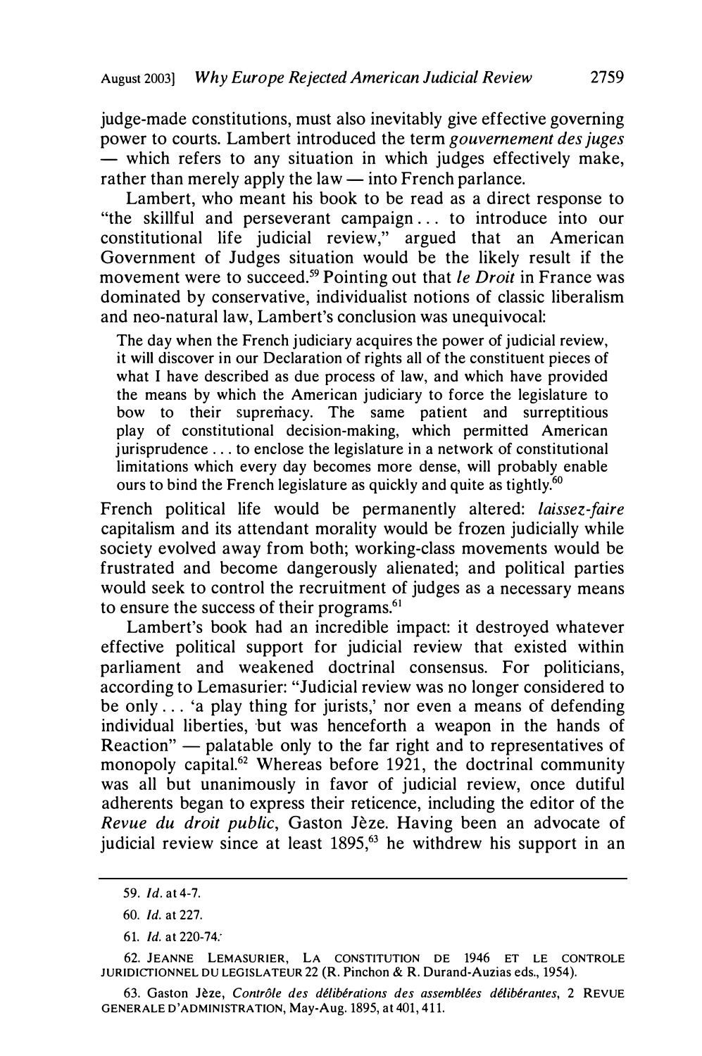judge-made constitutions, must also inevitably give effective governing power to courts. Lambert introduced the term *gouvernement des juges* — which refers to any situation in which judges effectively make, rather than merely apply the law — into French parlance.

Lambert, who meant his book to be read as a direct response to "the skillful and perseverant campaign . . . to introduce into our constitutional life judicial review," argued that an American Government of Judges situation would be the likely result if the movement were to succeed.[59] Pointing out that *le Droit* in France was dominated by conservative, individualist notions of classic liberalism and neo-natural law, Lambert's conclusion was unequivocal:

> The day when the French judiciary acquires the power of judicial review, it will discover in our Declaration of rights all of the constituent pieces of what I have described as due process of law, and which have provided the means by which the American judiciary to force the legislature to bow to their supremacy. The same patient and surreptitious play of constitutional decision-making, which permitted American jurisprudence . . . to enclose the legislature in a network of constitutional limitations which every day becomes more dense, will probably enable ours to bind the French legislature as quickly and quite as tightly.[60]

French political life would be permanently altered: *laissez-faire* capitalism and its attendant morality would be frozen judicially while society evolved away from both; working-class movements would be frustrated and become dangerously alienated; and political parties would seek to control the recruitment of judges as a necessary means to ensure the success of their programs.[61]

Lambert's book had an incredible impact: it destroyed whatever effective political support for judicial review that existed within parliament and weakened doctrinal consensus. For politicians, according to Lemasurier: "Judicial review was no longer considered to be only . . . 'a play thing for jurists,' nor even a means of defending individual liberties, but was henceforth a weapon in the hands of Reaction" — palatable only to the far right and to representatives of monopoly capital.[62] Whereas before 1921, the doctrinal community was all but unanimously in favor of judicial review, once dutiful adherents began to express their reticence, including the editor of the *Revue du droit public*, Gaston Jèze. Having been an advocate of judicial review since at least 1895,[63] he withdrew his support in an

---

59. *Id.* at 4-7.

60. *Id.* at 227.

61. *Id.* at 220-74.

62. JEANNE LEMASURIER, LA CONSTITUTION DE 1946 ET LE CONTROLE JURIDICTIONNEL DU LEGISLATEUR 22 (R. Pinchon & R. Durand-Auzias eds., 1954).

63. Gaston Jèze, *Contrôle des délibérations des assemblées délibérantes*, 2 REVUE GENERALE D'ADMINISTRATION, May-Aug. 1895, at 401, 411.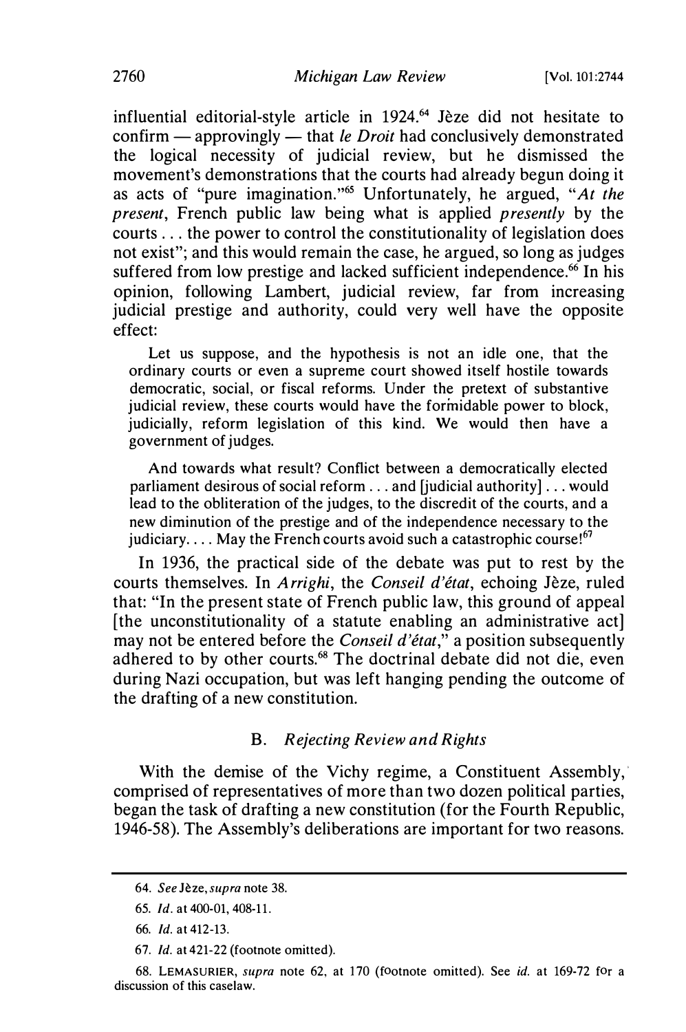influential editorial-style article in 1924.[64] Jèze did not hesitate to confirm — approvingly — that *le Droit* had conclusively demonstrated the logical necessity of judicial review, but he dismissed the movement's demonstrations that the courts had already begun doing it as acts of "pure imagination."[65] Unfortunately, he argued, "*At the present*, French public law being what is applied *presently* by the courts . . . the power to control the constitutionality of legislation does not exist"; and this would remain the case, he argued, so long as judges suffered from low prestige and lacked sufficient independence.[66] In his opinion, following Lambert, judicial review, far from increasing judicial prestige and authority, could very well have the opposite effect:

> Let us suppose, and the hypothesis is not an idle one, that the ordinary courts or even a supreme court showed itself hostile towards democratic, social, or fiscal reforms. Under the pretext of substantive judicial review, these courts would have the formidable power to block, judicially, reform legislation of this kind. We would then have a government of judges.
>
> And towards what result? Conflict between a democratically elected parliament desirous of social reform . . . and [judicial authority] . . . would lead to the obliteration of the judges, to the discredit of the courts, and a new diminution of the prestige and of the independence necessary to the judiciary. . . . May the French courts avoid such a catastrophic course![67]

In 1936, the practical side of the debate was put to rest by the courts themselves. In *Arrighi*, the *Conseil d'état*, echoing Jèze, ruled that: "In the present state of French public law, this ground of appeal [the unconstitutionality of a statute enabling an administrative act] may not be entered before the *Conseil d'état*," a position subsequently adhered to by other courts.[68] The doctrinal debate did not die, even during Nazi occupation, but was left hanging pending the outcome of the drafting of a new constitution.

### B. *Rejecting Review and Rights*

With the demise of the Vichy regime, a Constituent Assembly, comprised of representatives of more than two dozen political parties, began the task of drafting a new constitution (for the Fourth Republic, 1946-58). The Assembly's deliberations are important for two reasons.

---

64. *See* Jèze, *supra* note 38.

65. *Id.* at 400-01, 408-11.

66. *Id.* at 412-13.

67. *Id.* at 421-22 (footnote omitted).

68. LEMASURIER, *supra* note 62, at 170 (footnote omitted). See *id.* at 169-72 for a discussion of this caselaw.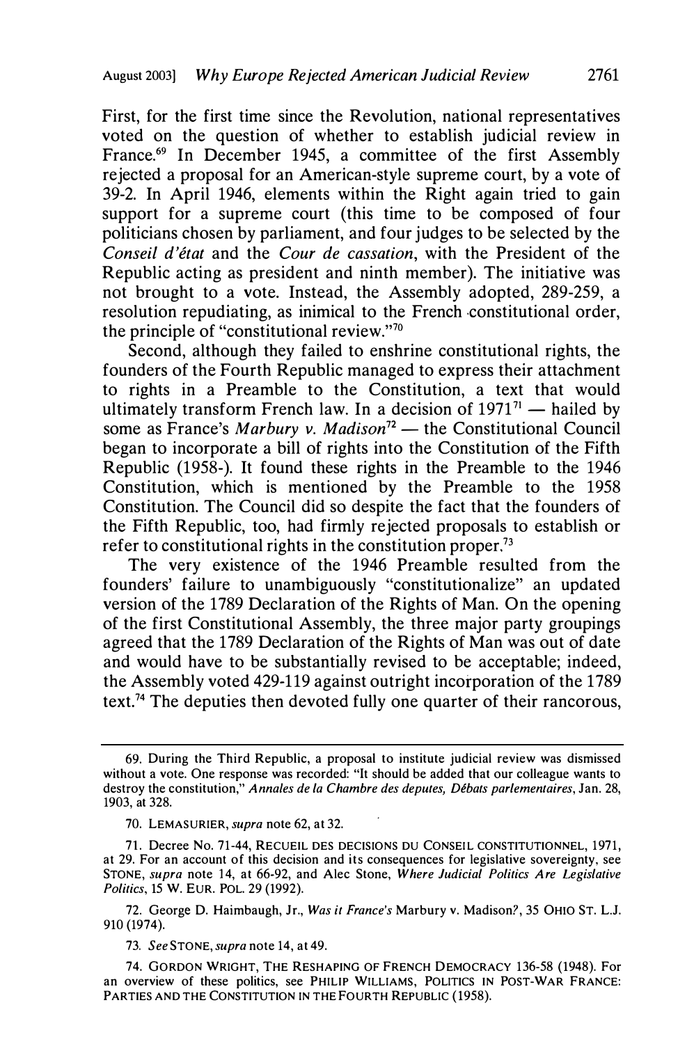First, for the first time since the Revolution, national representatives voted on the question of whether to establish judicial review in France.[69] In December 1945, a committee of the first Assembly rejected a proposal for an American-style supreme court, by a vote of 39-2. In April 1946, elements within the Right again tried to gain support for a supreme court (this time to be composed of four politicians chosen by parliament, and four judges to be selected by the *Conseil d'état* and the *Cour de cassation*, with the President of the Republic acting as president and ninth member). The initiative was not brought to a vote. Instead, the Assembly adopted, 289-259, a resolution repudiating, as inimical to the French constitutional order, the principle of "constitutional review."[70]

Second, although they failed to enshrine constitutional rights, the founders of the Fourth Republic managed to express their attachment to rights in a Preamble to the Constitution, a text that would ultimately transform French law. In a decision of 1971[71] — hailed by some as France's *Marbury v. Madison*[72] — the Constitutional Council began to incorporate a bill of rights into the Constitution of the Fifth Republic (1958-). It found these rights in the Preamble to the 1946 Constitution, which is mentioned by the Preamble to the 1958 Constitution. The Council did so despite the fact that the founders of the Fifth Republic, too, had firmly rejected proposals to establish or refer to constitutional rights in the constitution proper.[73]

The very existence of the 1946 Preamble resulted from the founders' failure to unambiguously "constitutionalize" an updated version of the 1789 Declaration of the Rights of Man. On the opening of the first Constitutional Assembly, the three major party groupings agreed that the 1789 Declaration of the Rights of Man was out of date and would have to be substantially revised to be acceptable; indeed, the Assembly voted 429-119 against outright incorporation of the 1789 text.[74] The deputies then devoted fully one quarter of their rancorous,

---

69. During the Third Republic, a proposal to institute judicial review was dismissed without a vote. One response was recorded: "It should be added that our colleague wants to destroy the constitution," *Annales de la Chambre des deputes, Débats parlementaires*, Jan. 28, 1903, at 328.

70. LEMASURIER, *supra* note 62, at 32.

71. Decree No. 71-44, RECUEIL DES DECISIONS DU CONSEIL CONSTITUTIONNEL, 1971, at 29. For an account of this decision and its consequences for legislative sovereignty, see STONE, *supra* note 14, at 66-92, and Alec Stone, *Where Judicial Politics Are Legislative Politics*, 15 W. EUR. POL. 29 (1992).

72. George D. Haimbaugh, Jr., *Was it France's* Marbury v. Madison?, 35 OHIO ST. L.J. 910 (1974).

73. *See* STONE, *supra* note 14, at 49.

74. GORDON WRIGHT, THE RESHAPING OF FRENCH DEMOCRACY 136-58 (1948). For an overview of these politics, see PHILIP WILLIAMS, POLITICS IN POST-WAR FRANCE: PARTIES AND THE CONSTITUTION IN THE FOURTH REPUBLIC (1958).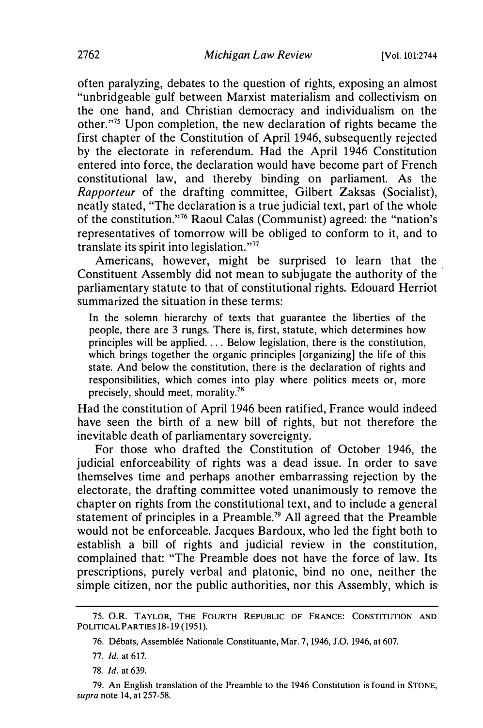often paralyzing, debates to the question of rights, exposing an almost "unbridgeable gulf between Marxist materialism and collectivism on the one hand, and Christian democracy and individualism on the other."[75] Upon completion, the new declaration of rights became the first chapter of the Constitution of April 1946, subsequently rejected by the electorate in referendum. Had the April 1946 Constitution entered into force, the declaration would have become part of French constitutional law, and thereby binding on parliament. As the *Rapporteur* of the drafting committee, Gilbert Zaksas (Socialist), neatly stated, "The declaration is a true judicial text, part of the whole of the constitution."[76] Raoul Calas (Communist) agreed: the "nation's representatives of tomorrow will be obliged to conform to it, and to translate its spirit into legislation."[77]

Americans, however, might be surprised to learn that the Constituent Assembly did not mean to subjugate the authority of the parliamentary statute to that of constitutional rights. Edouard Herriot summarized the situation in these terms:

> In the solemn hierarchy of texts that guarantee the liberties of the people, there are 3 rungs. There is, first, statute, which determines how principles will be applied. . . . Below legislation, there is the constitution, which brings together the organic principles [organizing] the life of this state. And below the constitution, there is the declaration of rights and responsibilities, which comes into play where politics meets or, more precisely, should meet, morality.[78]

Had the constitution of April 1946 been ratified, France would indeed have seen the birth of a new bill of rights, but not therefore the inevitable death of parliamentary sovereignty.

For those who drafted the Constitution of October 1946, the judicial enforceability of rights was a dead issue. In order to save themselves time and perhaps another embarrassing rejection by the electorate, the drafting committee voted unanimously to remove the chapter on rights from the constitutional text, and to include a general statement of principles in a Preamble.[79] All agreed that the Preamble would not be enforceable. Jacques Bardoux, who led the fight both to establish a bill of rights and judicial review in the constitution, complained that: "The Preamble does not have the force of law. Its prescriptions, purely verbal and platonic, bind no one, neither the simple citizen, nor the public authorities, nor this Assembly, which is

---

75. O.R. TAYLOR, THE FOURTH REPUBLIC OF FRANCE: CONSTITUTION AND POLITICAL PARTIES 18-19 (1951).

76. Débats, Assemblée Nationale Constituante, Mar. 7, 1946, J.O. 1946, at 607.

77. *Id.* at 617.

78. *Id.* at 639.

79. An English translation of the Preamble to the 1946 Constitution is found in STONE, *supra* note 14, at 257-58.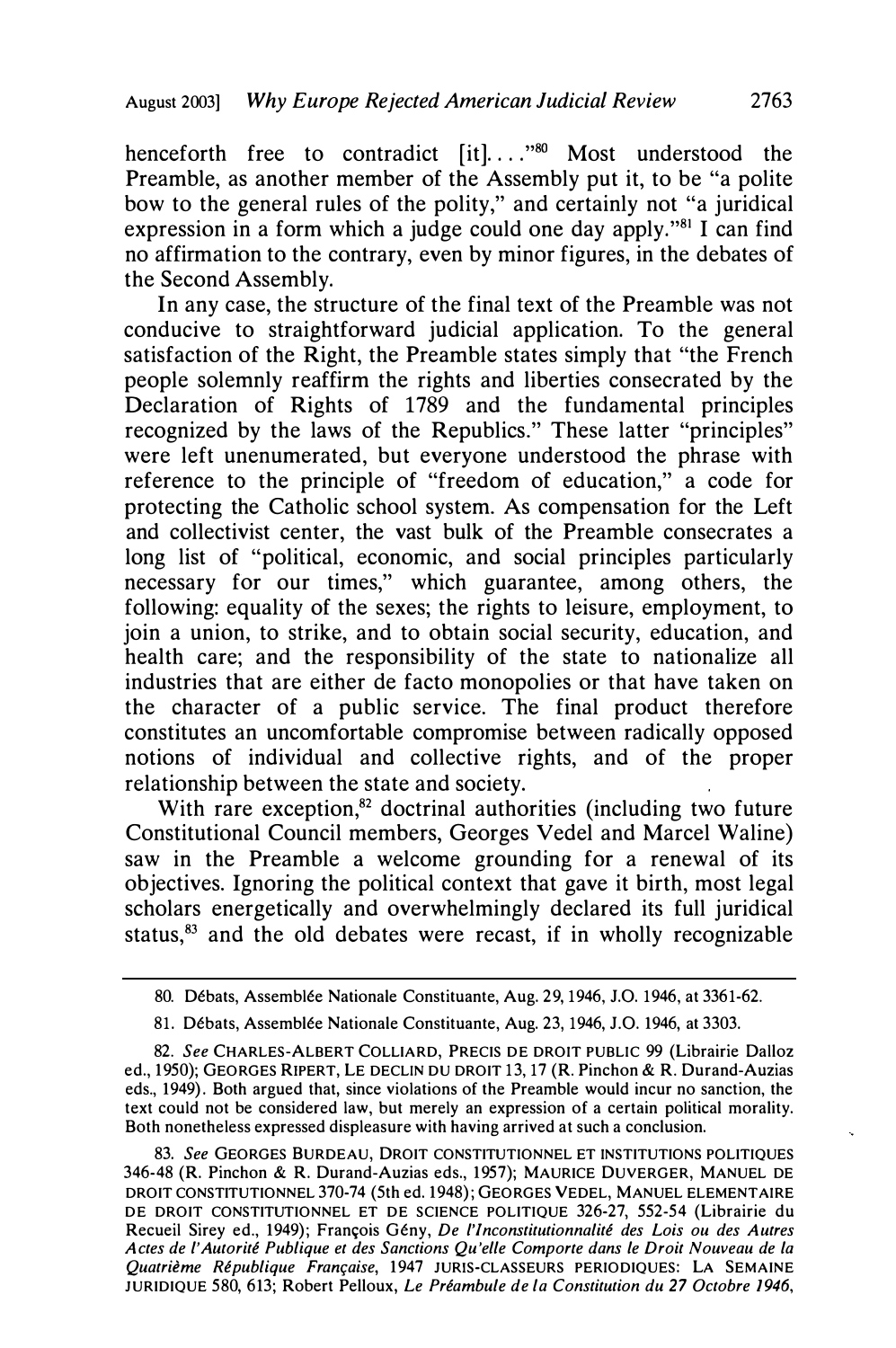henceforth free to contradict [it]. . . ."[80] Most understood the Preamble, as another member of the Assembly put it, to be "a polite bow to the general rules of the polity," and certainly not "a juridical expression in a form which a judge could one day apply."[81] I can find no affirmation to the contrary, even by minor figures, in the debates of the Second Assembly.

In any case, the structure of the final text of the Preamble was not conducive to straightforward judicial application. To the general satisfaction of the Right, the Preamble states simply that "the French people solemnly reaffirm the rights and liberties consecrated by the Declaration of Rights of 1789 and the fundamental principles recognized by the laws of the Republics." These latter "principles" were left unenumerated, but everyone understood the phrase with reference to the principle of "freedom of education," a code for protecting the Catholic school system. As compensation for the Left and collectivist center, the vast bulk of the Preamble consecrates a long list of "political, economic, and social principles particularly necessary for our times," which guarantee, among others, the following: equality of the sexes; the rights to leisure, employment, to join a union, to strike, and to obtain social security, education, and health care; and the responsibility of the state to nationalize all industries that are either de facto monopolies or that have taken on the character of a public service. The final product therefore constitutes an uncomfortable compromise between radically opposed notions of individual and collective rights, and of the proper relationship between the state and society.

With rare exception,[82] doctrinal authorities (including two future Constitutional Council members, Georges Vedel and Marcel Waline) saw in the Preamble a welcome grounding for a renewal of its objectives. Ignoring the political context that gave it birth, most legal scholars energetically and overwhelmingly declared its full juridical status,[83] and the old debates were recast, if in wholly recognizable

---

80. Débats, Assemblée Nationale Constituante, Aug. 29, 1946, J.O. 1946, at 3361-62.

81. Débats, Assemblée Nationale Constituante, Aug. 23, 1946, J.O. 1946, at 3303.

82. *See* CHARLES-ALBERT COLLIARD, PRECIS DE DROIT PUBLIC 99 (Librairie Dalloz ed., 1950); GEORGES RIPERT, LE DECLIN DU DROIT 13, 17 (R. Pinchon & R. Durand-Auzias eds., 1949). Both argued that, since violations of the Preamble would incur no sanction, the text could not be considered law, but merely an expression of a certain political morality. Both nonetheless expressed displeasure with having arrived at such a conclusion.

83. *See* GEORGES BURDEAU, DROIT CONSTITUTIONNEL ET INSTITUTIONS POLITIQUES 346-48 (R. Pinchon & R. Durand-Auzias eds., 1957); MAURICE DUVERGER, MANUEL DE DROIT CONSTITUTIONNEL 370-74 (5th ed. 1948); GEORGES VEDEL, MANUEL ELEMENTAIRE DE DROIT CONSTITUTIONNEL ET DE SCIENCE POLITIQUE 326-27, 552-54 (Librairie du Recueil Sirey ed., 1949); François Gény, *De l'Inconstitutionnalité des Lois ou des Autres Actes de l'Autorité Publique et des Sanctions Qu'elle Comporte dans le Droit Nouveau de la Quatrième République Française*, 1947 JURIS-CLASSEURS PERIODIQUES: LA SEMAINE JURIDIQUE 580, 613; Robert Pelloux, *Le Préambule de la Constitution du 27 Octobre 1946*,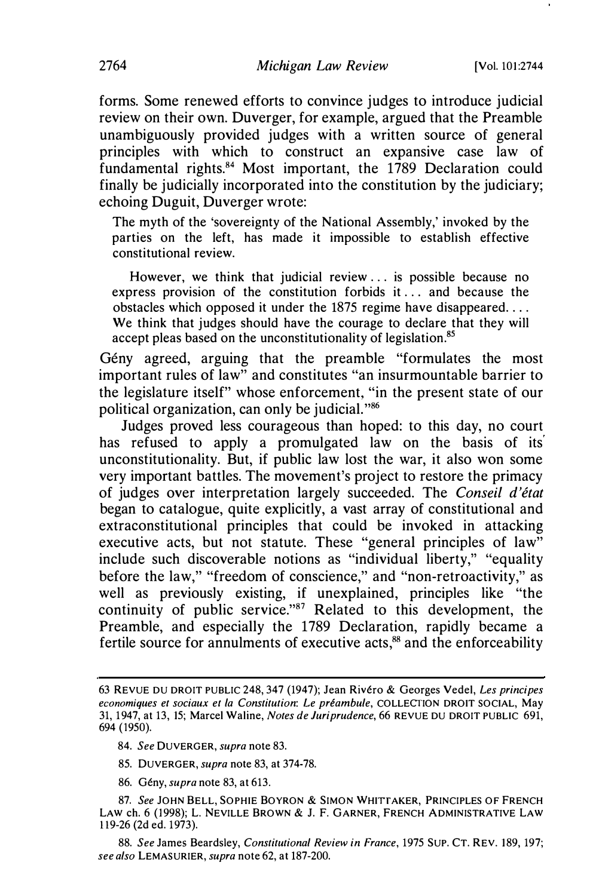forms. Some renewed efforts to convince judges to introduce judicial review on their own. Duverger, for example, argued that the Preamble unambiguously provided judges with a written source of general principles with which to construct an expansive case law of fundamental rights.[84] Most important, the 1789 Declaration could finally be judicially incorporated into the constitution by the judiciary; echoing Duguit, Duverger wrote:

> The myth of the 'sovereignty of the National Assembly,' invoked by the parties on the left, has made it impossible to establish effective constitutional review.
>
> However, we think that judicial review . . . is possible because no express provision of the constitution forbids it . . . and because the obstacles which opposed it under the 1875 regime have disappeared. . . . We think that judges should have the courage to declare that they will accept pleas based on the unconstitutionality of legislation.[85]

Gény agreed, arguing that the preamble "formulates the most important rules of law" and constitutes "an insurmountable barrier to the legislature itself" whose enforcement, "in the present state of our political organization, can only be judicial."[86]

Judges proved less courageous than hoped: to this day, no court has refused to apply a promulgated law on the basis of its unconstitutionality. But, if public law lost the war, it also won some very important battles. The movement's project to restore the primacy of judges over interpretation largely succeeded. The *Conseil d'état* began to catalogue, quite explicitly, a vast array of constitutional and extraconstitutional principles that could be invoked in attacking executive acts, but not statute. These "general principles of law" include such discoverable notions as "individual liberty," "equality before the law," "freedom of conscience," and "non-retroactivity," as well as previously existing, if unexplained, principles like "the continuity of public service."[87] Related to this development, the Preamble, and especially the 1789 Declaration, rapidly became a fertile source for annulments of executive acts,[88] and the enforceability

---

63 REVUE DU DROIT PUBLIC 248, 347 (1947); Jean Rivéro & Georges Vedel, *Les principes economiques et sociaux et la Constitution: Le préambule*, COLLECTION DROIT SOCIAL, May 31, 1947, at 13, 15; Marcel Waline, *Notes de Juriprudence*, 66 REVUE DU DROIT PUBLIC 691, 694 (1950).

84. *See* DUVERGER, *supra* note 83.

85. DUVERGER, *supra* note 83, at 374-78.

86. Gény, *supra* note 83, at 613.

87. *See* JOHN BELL, SOPHIE BOYRON & SIMON WHITTAKER, PRINCIPLES OF FRENCH LAW ch. 6 (1998); L. NEVILLE BROWN & J. F. GARNER, FRENCH ADMINISTRATIVE LAW 119-26 (2d ed. 1973).

88. *See* James Beardsley, *Constitutional Review in France*, 1975 SUP. CT. REV. 189, 197; *see also* LEMASURIER, *supra* note 62, at 187-200.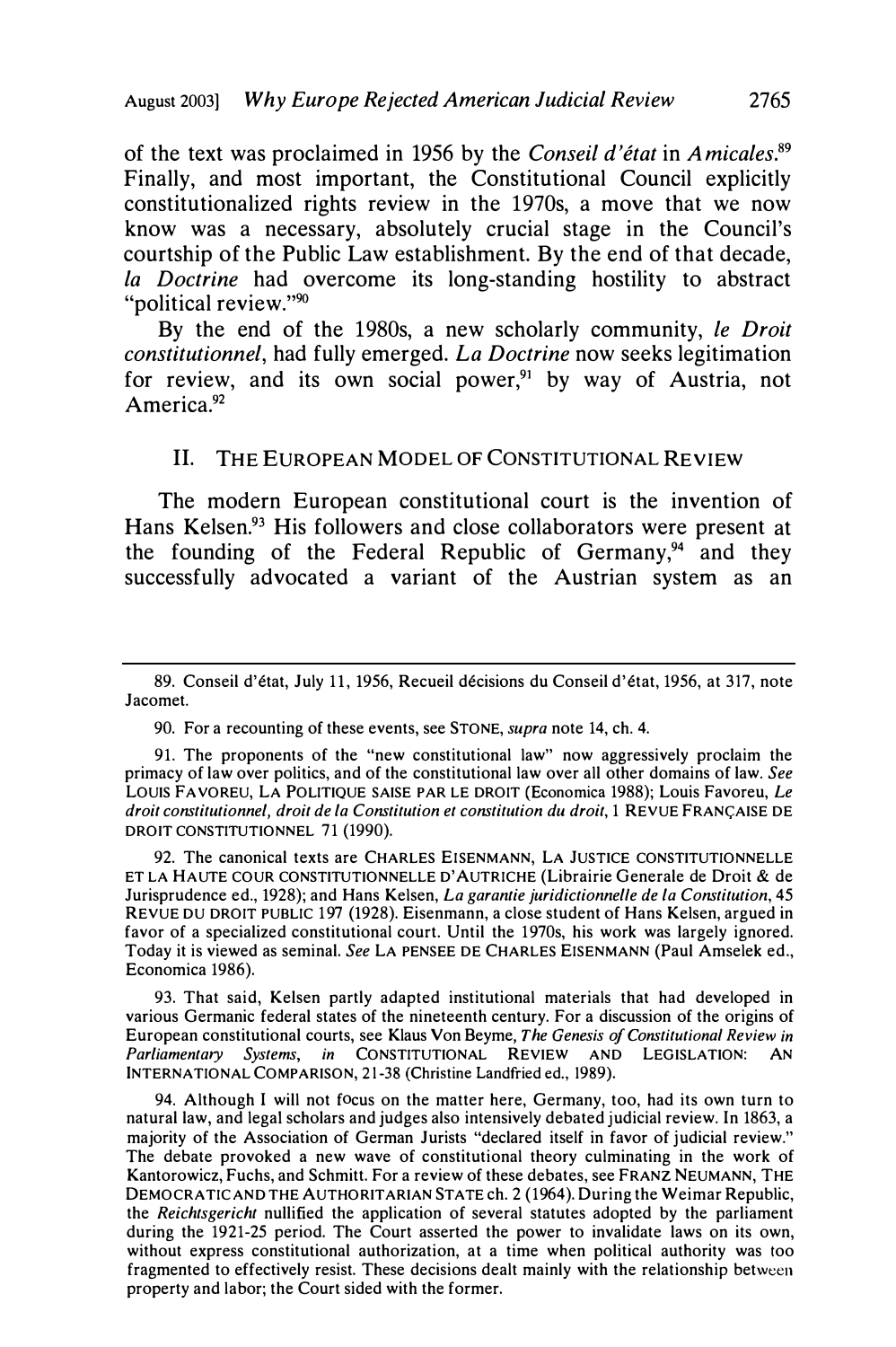of the text was proclaimed in 1956 by the *Conseil d'état* in *Amicales*.[89] Finally, and most important, the Constitutional Council explicitly constitutionalized rights review in the 1970s, a move that we now know was a necessary, absolutely crucial stage in the Council's courtship of the Public Law establishment. By the end of that decade, *la Doctrine* had overcome its long-standing hostility to abstract "political review."[90]

By the end of the 1980s, a new scholarly community, *le Droit constitutionnel*, had fully emerged. *La Doctrine* now seeks legitimation for review, and its own social power,[91] by way of Austria, not America.[92]

## II. THE EUROPEAN MODEL OF CONSTITUTIONAL REVIEW

The modern European constitutional court is the invention of Hans Kelsen.[93] His followers and close collaborators were present at the founding of the Federal Republic of Germany,[94] and they successfully advocated a variant of the Austrian system as an

---

89. Conseil d'état, July 11, 1956, Recueil décisions du Conseil d'état, 1956, at 317, note Jacomet.

90. For a recounting of these events, see STONE, *supra* note 14, ch. 4.

91. The proponents of the "new constitutional law" now aggressively proclaim the primacy of law over politics, and of the constitutional law over all other domains of law. *See* LOUIS FAVOREU, LA POLITIQUE SAISE PAR LE DROIT (Economica 1988); Louis Favoreu, *Le droit constitutionnel, droit de la Constitution et constitution du droit*, 1 REVUE FRANÇAISE DE DROIT CONSTITUTIONNEL 71 (1990).

92. The canonical texts are CHARLES EISENMANN, LA JUSTICE CONSTITUTIONNELLE ET LA HAUTE COUR CONSTITUTIONNELLE D'AUTRICHE (Librairie Generale de Droit & de Jurisprudence ed., 1928); and Hans Kelsen, *La garantie juridictionnelle de la Constitution*, 45 REVUE DU DROIT PUBLIC 197 (1928). Eisenmann, a close student of Hans Kelsen, argued in favor of a specialized constitutional court. Until the 1970s, his work was largely ignored. Today it is viewed as seminal. *See* LA PENSEE DE CHARLES EISENMANN (Paul Amselek ed., Economica 1986).

93. That said, Kelsen partly adapted institutional materials that had developed in various Germanic federal states of the nineteenth century. For a discussion of the origins of European constitutional courts, see Klaus Von Beyme, *The Genesis of Constitutional Review in Parliamentary Systems*, *in* CONSTITUTIONAL REVIEW AND LEGISLATION: AN INTERNATIONAL COMPARISON, 21-38 (Christine Landfried ed., 1989).

94. Although I will not focus on the matter here, Germany, too, had its own turn to natural law, and legal scholars and judges also intensively debated judicial review. In 1863, a majority of the Association of German Jurists "declared itself in favor of judicial review." The debate provoked a new wave of constitutional theory culminating in the work of Kantorowicz, Fuchs, and Schmitt. For a review of these debates, see FRANZ NEUMANN, THE DEMOCRATIC AND THE AUTHORITARIAN STATE ch. 2 (1964). During the Weimar Republic, the *Reichtsgericht* nullified the application of several statutes adopted by the parliament during the 1921-25 period. The Court asserted the power to invalidate laws on its own, without express constitutional authorization, at a time when political authority was too fragmented to effectively resist. These decisions dealt mainly with the relationship between property and labor; the Court sided with the former.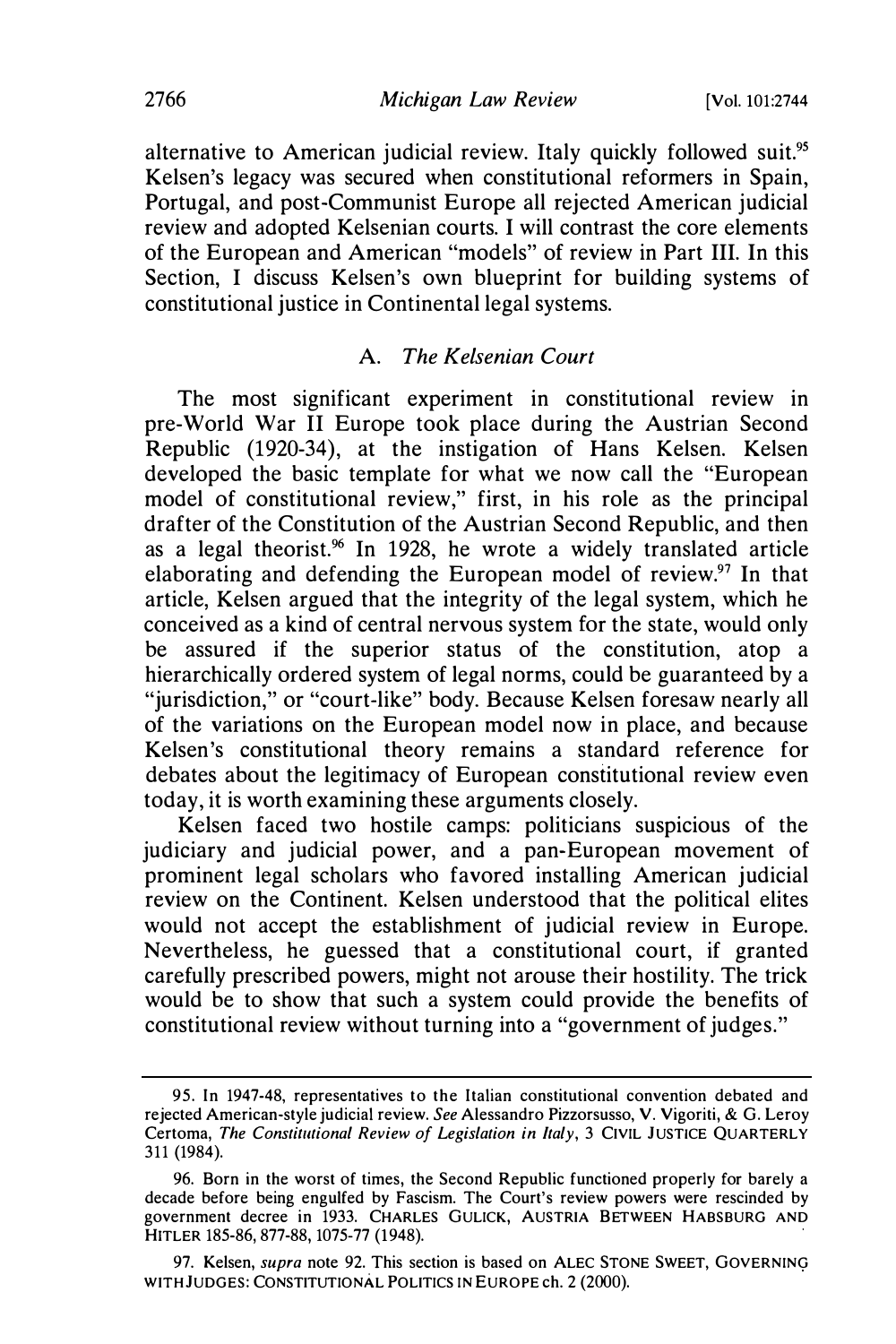alternative to American judicial review. Italy quickly followed suit.[95] Kelsen's legacy was secured when constitutional reformers in Spain, Portugal, and post-Communist Europe all rejected American judicial review and adopted Kelsenian courts. I will contrast the core elements of the European and American "models" of review in Part III. In this Section, I discuss Kelsen's own blueprint for building systems of constitutional justice in Continental legal systems.

### A. *The Kelsenian Court*

The most significant experiment in constitutional review in pre-World War II Europe took place during the Austrian Second Republic (1920-34), at the instigation of Hans Kelsen. Kelsen developed the basic template for what we now call the "European model of constitutional review," first, in his role as the principal drafter of the Constitution of the Austrian Second Republic, and then as a legal theorist.[96] In 1928, he wrote a widely translated article elaborating and defending the European model of review.[97] In that article, Kelsen argued that the integrity of the legal system, which he conceived as a kind of central nervous system for the state, would only be assured if the superior status of the constitution, atop a hierarchically ordered system of legal norms, could be guaranteed by a "jurisdiction," or "court-like" body. Because Kelsen foresaw nearly all of the variations on the European model now in place, and because Kelsen's constitutional theory remains a standard reference for debates about the legitimacy of European constitutional review even today, it is worth examining these arguments closely.

Kelsen faced two hostile camps: politicians suspicious of the judiciary and judicial power, and a pan-European movement of prominent legal scholars who favored installing American judicial review on the Continent. Kelsen understood that the political elites would not accept the establishment of judicial review in Europe. Nevertheless, he guessed that a constitutional court, if granted carefully prescribed powers, might not arouse their hostility. The trick would be to show that such a system could provide the benefits of constitutional review without turning into a "government of judges."

---

95. In 1947-48, representatives to the Italian constitutional convention debated and rejected American-style judicial review. *See* Alessandro Pizzorsusso, V. Vigoriti, & G. Leroy Certoma, *The Constitutional Review of Legislation in Italy*, 3 CIVIL JUSTICE QUARTERLY 311 (1984).

96. Born in the worst of times, the Second Republic functioned properly for barely a decade before being engulfed by Fascism. The Court's review powers were rescinded by government decree in 1933. CHARLES GULICK, AUSTRIA BETWEEN HABSBURG AND HITLER 185-86, 877-88, 1075-77 (1948).

97. Kelsen, *supra* note 92. This section is based on ALEC STONE SWEET, GOVERNING WITH JUDGES: CONSTITUTIONAL POLITICS IN EUROPE ch. 2 (2000).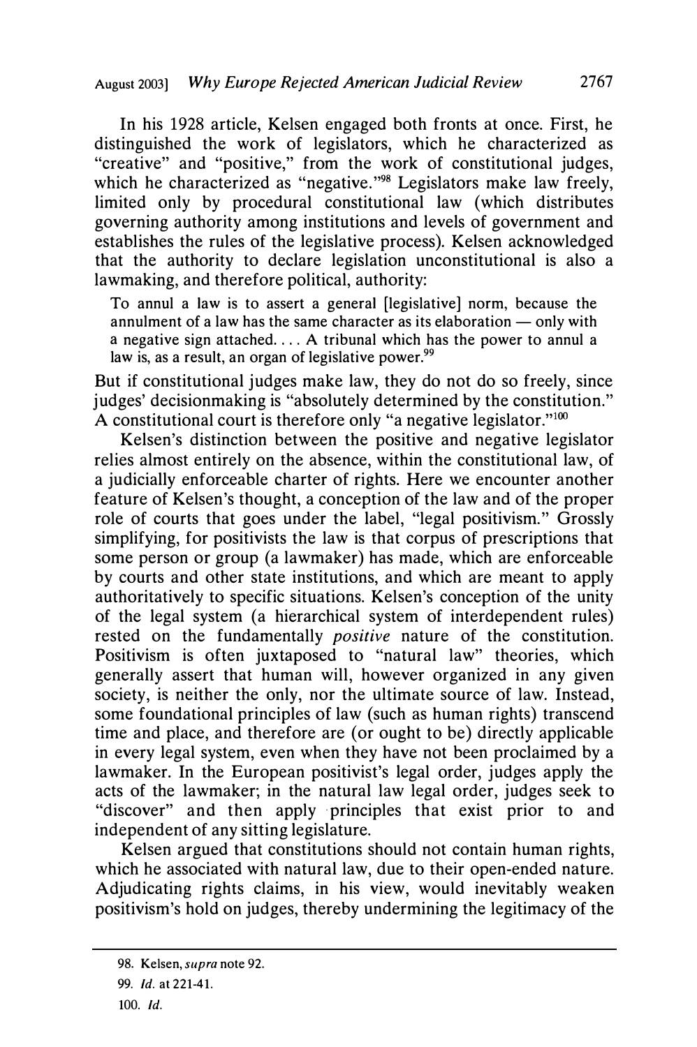In his 1928 article, Kelsen engaged both fronts at once. First, he distinguished the work of legislators, which he characterized as "creative" and "positive," from the work of constitutional judges, which he characterized as "negative."[98] Legislators make law freely, limited only by procedural constitutional law (which distributes governing authority among institutions and levels of government and establishes the rules of the legislative process). Kelsen acknowledged that the authority to declare legislation unconstitutional is also a lawmaking, and therefore political, authority:

> To annul a law is to assert a general [legislative] norm, because the annulment of a law has the same character as its elaboration — only with a negative sign attached. . . . A tribunal which has the power to annul a law is, as a result, an organ of legislative power.[99]

But if constitutional judges make law, they do not do so freely, since judges' decisionmaking is "absolutely determined by the constitution." A constitutional court is therefore only "a negative legislator."[100]

Kelsen's distinction between the positive and negative legislator relies almost entirely on the absence, within the constitutional law, of a judicially enforceable charter of rights. Here we encounter another feature of Kelsen's thought, a conception of the law and of the proper role of courts that goes under the label, "legal positivism." Grossly simplifying, for positivists the law is that corpus of prescriptions that some person or group (a lawmaker) has made, which are enforceable by courts and other state institutions, and which are meant to apply authoritatively to specific situations. Kelsen's conception of the unity of the legal system (a hierarchical system of interdependent rules) rested on the fundamentally *positive* nature of the constitution. Positivism is often juxtaposed to "natural law" theories, which generally assert that human will, however organized in any given society, is neither the only, nor the ultimate source of law. Instead, some foundational principles of law (such as human rights) transcend time and place, and therefore are (or ought to be) directly applicable in every legal system, even when they have not been proclaimed by a lawmaker. In the European positivist's legal order, judges apply the acts of the lawmaker; in the natural law legal order, judges seek to "discover" and then apply principles that exist prior to and independent of any sitting legislature.

Kelsen argued that constitutions should not contain human rights, which he associated with natural law, due to their open-ended nature. Adjudicating rights claims, in his view, would inevitably weaken positivism's hold on judges, thereby undermining the legitimacy of the

---

98. Kelsen, *supra* note 92.

99. *Id.* at 221-41.

100. *Id.*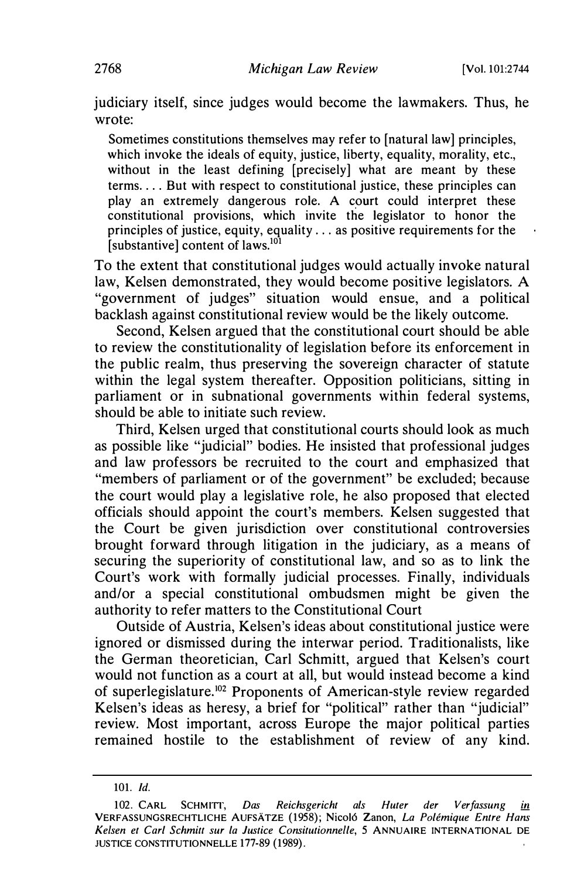judiciary itself, since judges would become the lawmakers. Thus, he wrote:

> Sometimes constitutions themselves may refer to [natural law] principles, which invoke the ideals of equity, justice, liberty, equality, morality, etc., without in the least defining [precisely] what are meant by these terms. . . . But with respect to constitutional justice, these principles can play an extremely dangerous role. A court could interpret these constitutional provisions, which invite the legislator to honor the principles of justice, equity, equality . . . as positive requirements for the [substantive] content of laws.[101]

To the extent that constitutional judges would actually invoke natural law, Kelsen demonstrated, they would become positive legislators. A "government of judges" situation would ensue, and a political backlash against constitutional review would be the likely outcome.

Second, Kelsen argued that the constitutional court should be able to review the constitutionality of legislation before its enforcement in the public realm, thus preserving the sovereign character of statute within the legal system thereafter. Opposition politicians, sitting in parliament or in subnational governments within federal systems, should be able to initiate such review.

Third, Kelsen urged that constitutional courts should look as much as possible like "judicial" bodies. He insisted that professional judges and law professors be recruited to the court and emphasized that "members of parliament or of the government" be excluded; because the court would play a legislative role, he also proposed that elected officials should appoint the court's members. Kelsen suggested that the Court be given jurisdiction over constitutional controversies brought forward through litigation in the judiciary, as a means of securing the superiority of constitutional law, and so as to link the Court's work with formally judicial processes. Finally, individuals and/or a special constitutional ombudsmen might be given the authority to refer matters to the Constitutional Court

Outside of Austria, Kelsen's ideas about constitutional justice were ignored or dismissed during the interwar period. Traditionalists, like the German theoretician, Carl Schmitt, argued that Kelsen's court would not function as a court at all, but would instead become a kind of superlegislature.[102] Proponents of American-style review regarded Kelsen's ideas as heresy, a brief for "political" rather than "judicial" review. Most important, across Europe the major political parties remained hostile to the establishment of review of any kind.

---

101. *Id.*

102. CARL SCHMITT, *Das Reichsgericht als Huter der Verfassung* in VERFASSUNGSRECHTLICHE AUFSÄTZE (1958); Nicolò Zanon, *La Polémique Entre Hans Kelsen et Carl Schmitt sur la Justice Consitutionnelle*, 5 ANNUAIRE INTERNATIONAL DE JUSTICE CONSTITUTIONNELLE 177-89 (1989).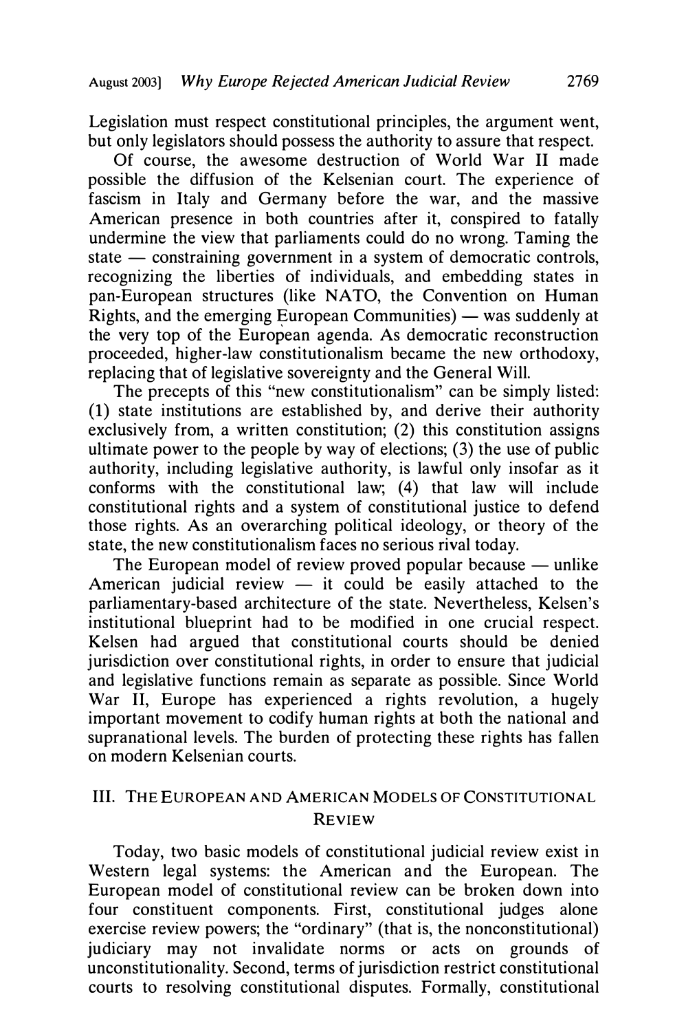Legislation must respect constitutional principles, the argument went, but only legislators should possess the authority to assure that respect.

Of course, the awesome destruction of World War II made possible the diffusion of the Kelsenian court. The experience of fascism in Italy and Germany before the war, and the massive American presence in both countries after it, conspired to fatally undermine the view that parliaments could do no wrong. Taming the state — constraining government in a system of democratic controls, recognizing the liberties of individuals, and embedding states in pan-European structures (like NATO, the Convention on Human Rights, and the emerging European Communities) — was suddenly at the very top of the European agenda. As democratic reconstruction proceeded, higher-law constitutionalism became the new orthodoxy, replacing that of legislative sovereignty and the General Will.

The precepts of this "new constitutionalism" can be simply listed: (1) state institutions are established by, and derive their authority exclusively from, a written constitution; (2) this constitution assigns ultimate power to the people by way of elections; (3) the use of public authority, including legislative authority, is lawful only insofar as it conforms with the constitutional law; (4) that law will include constitutional rights and a system of constitutional justice to defend those rights. As an overarching political ideology, or theory of the state, the new constitutionalism faces no serious rival today.

The European model of review proved popular because — unlike American judicial review — it could be easily attached to the parliamentary-based architecture of the state. Nevertheless, Kelsen's institutional blueprint had to be modified in one crucial respect. Kelsen had argued that constitutional courts should be denied jurisdiction over constitutional rights, in order to ensure that judicial and legislative functions remain as separate as possible. Since World War II, Europe has experienced a rights revolution, a hugely important movement to codify human rights at both the national and supranational levels. The burden of protecting these rights has fallen on modern Kelsenian courts.

## III. The European and American Models of Constitutional Review

Today, two basic models of constitutional judicial review exist in Western legal systems: the American and the European. The European model of constitutional review can be broken down into four constituent components. First, constitutional judges alone exercise review powers; the "ordinary" (that is, the nonconstitutional) judiciary may not invalidate norms or acts on grounds of unconstitutionality. Second, terms of jurisdiction restrict constitutional courts to resolving constitutional disputes. Formally, constitutional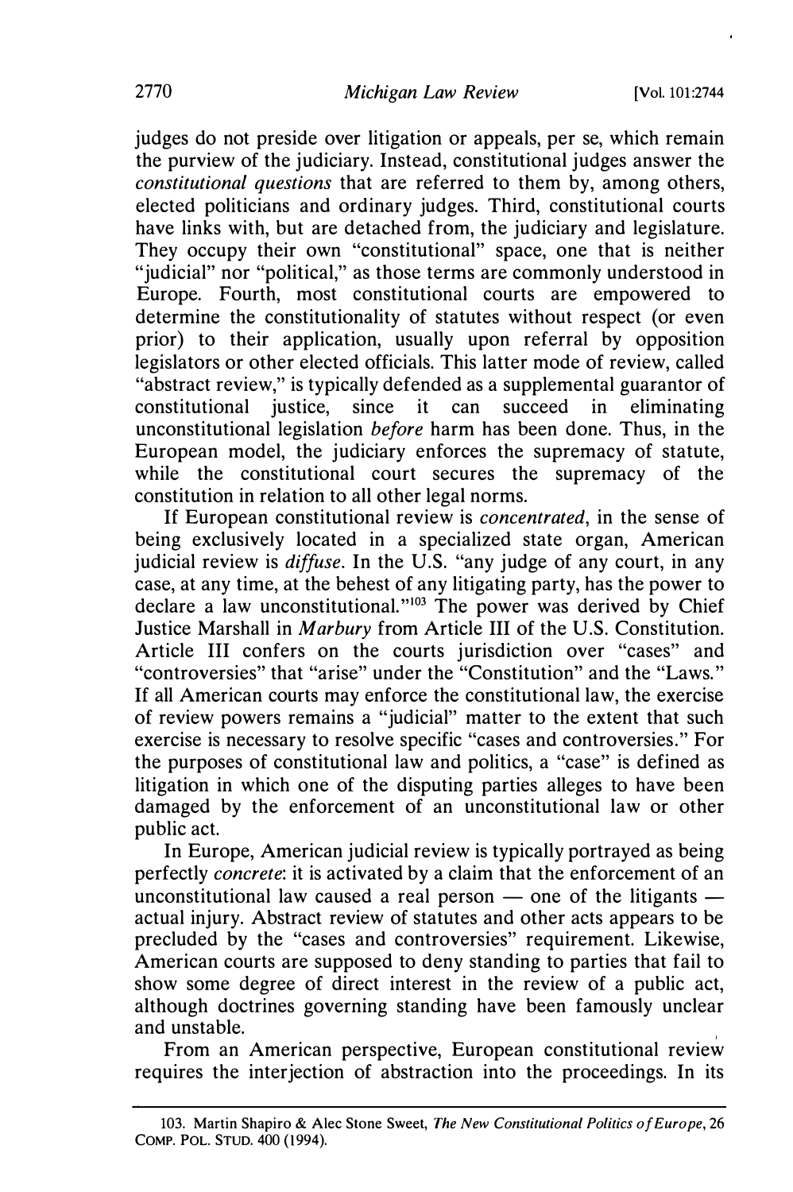judges do not preside over litigation or appeals, per se, which remain the purview of the judiciary. Instead, constitutional judges answer the *constitutional questions* that are referred to them by, among others, elected politicians and ordinary judges. Third, constitutional courts have links with, but are detached from, the judiciary and legislature. They occupy their own "constitutional" space, one that is neither "judicial" nor "political," as those terms are commonly understood in Europe. Fourth, most constitutional courts are empowered to determine the constitutionality of statutes without respect (or even prior) to their application, usually upon referral by opposition legislators or other elected officials. This latter mode of review, called "abstract review," is typically defended as a supplemental guarantor of constitutional justice, since it can succeed in eliminating unconstitutional legislation *before* harm has been done. Thus, in the European model, the judiciary enforces the supremacy of statute, while the constitutional court secures the supremacy of the constitution in relation to all other legal norms.

If European constitutional review is *concentrated*, in the sense of being exclusively located in a specialized state organ, American judicial review is *diffuse*. In the U.S. "any judge of any court, in any case, at any time, at the behest of any litigating party, has the power to declare a law unconstitutional."[103] The power was derived by Chief Justice Marshall in *Marbury* from Article III of the U.S. Constitution. Article III confers on the courts jurisdiction over "cases" and "controversies" that "arise" under the "Constitution" and the "Laws." If all American courts may enforce the constitutional law, the exercise of review powers remains a "judicial" matter to the extent that such exercise is necessary to resolve specific "cases and controversies." For the purposes of constitutional law and politics, a "case" is defined as litigation in which one of the disputing parties alleges to have been damaged by the enforcement of an unconstitutional law or other public act.

In Europe, American judicial review is typically portrayed as being perfectly *concrete*: it is activated by a claim that the enforcement of an unconstitutional law caused a real person — one of the litigants — actual injury. Abstract review of statutes and other acts appears to be precluded by the "cases and controversies" requirement. Likewise, American courts are supposed to deny standing to parties that fail to show some degree of direct interest in the review of a public act, although doctrines governing standing have been famously unclear and unstable.

From an American perspective, European constitutional review requires the interjection of abstraction into the proceedings. In its

---

103. Martin Shapiro & Alec Stone Sweet, *The New Constitutional Politics of Europe*, 26 COMP. POL. STUD. 400 (1994).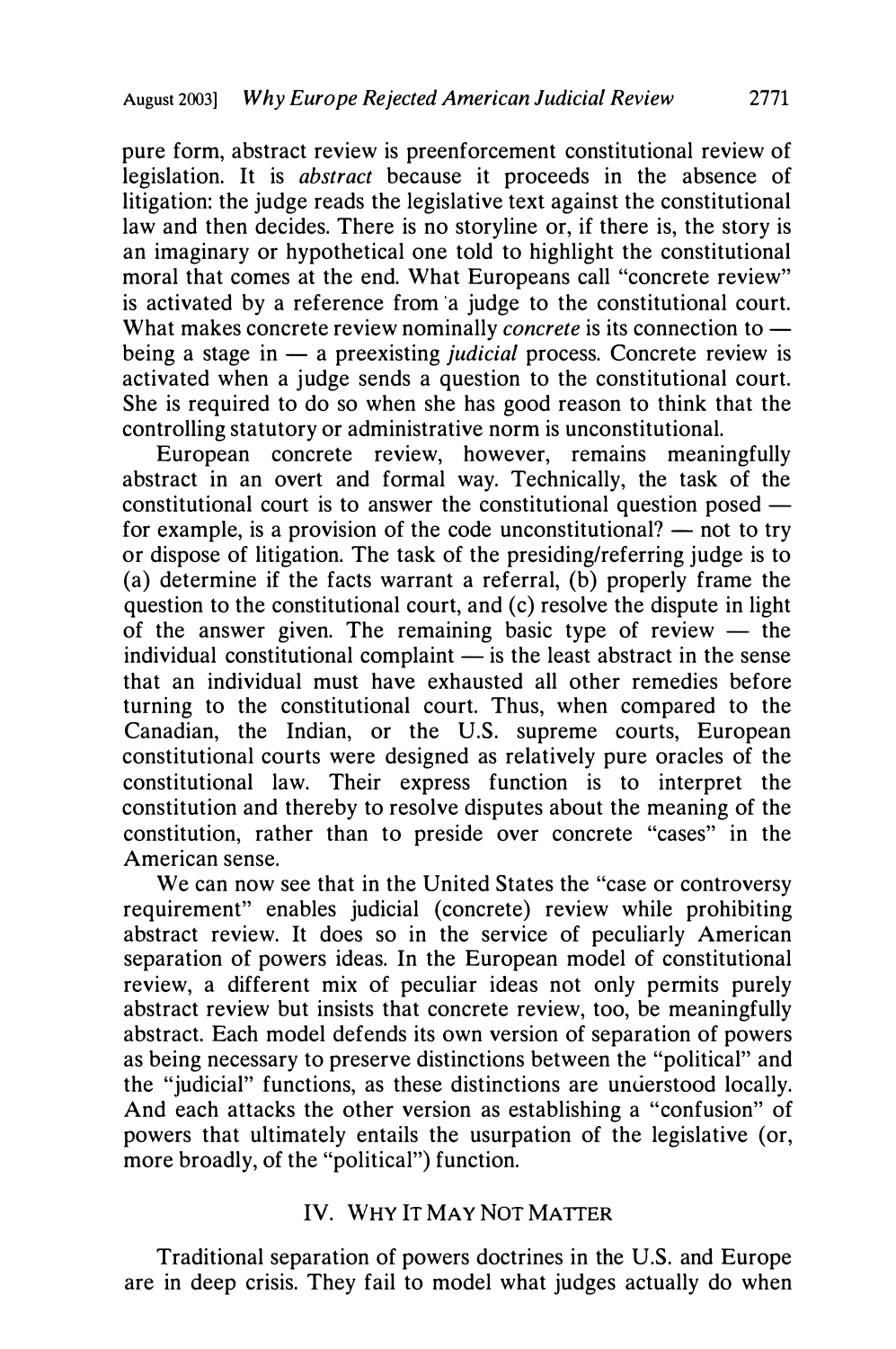pure form, abstract review is preenforcement constitutional review of legislation. It is *abstract* because it proceeds in the absence of litigation: the judge reads the legislative text against the constitutional law and then decides. There is no storyline or, if there is, the story is an imaginary or hypothetical one told to highlight the constitutional moral that comes at the end. What Europeans call "concrete review" is activated by a reference from a judge to the constitutional court. What makes concrete review nominally *concrete* is its connection to — being a stage in — a preexisting *judicial* process. Concrete review is activated when a judge sends a question to the constitutional court. She is required to do so when she has good reason to think that the controlling statutory or administrative norm is unconstitutional.

European concrete review, however, remains meaningfully abstract in an overt and formal way. Technically, the task of the constitutional court is to answer the constitutional question posed — for example, is a provision of the code unconstitutional? — not to try or dispose of litigation. The task of the presiding/referring judge is to (a) determine if the facts warrant a referral, (b) properly frame the question to the constitutional court, and (c) resolve the dispute in light of the answer given. The remaining basic type of review — the individual constitutional complaint — is the least abstract in the sense that an individual must have exhausted all other remedies before turning to the constitutional court. Thus, when compared to the Canadian, the Indian, or the U.S. supreme courts, European constitutional courts were designed as relatively pure oracles of the constitutional law. Their express function is to interpret the constitution and thereby to resolve disputes about the meaning of the constitution, rather than to preside over concrete "cases" in the American sense.

We can now see that in the United States the "case or controversy requirement" enables judicial (concrete) review while prohibiting abstract review. It does so in the service of peculiarly American separation of powers ideas. In the European model of constitutional review, a different mix of peculiar ideas not only permits purely abstract review but insists that concrete review, too, be meaningfully abstract. Each model defends its own version of separation of powers as being necessary to preserve distinctions between the "political" and the "judicial" functions, as these distinctions are understood locally. And each attacks the other version as establishing a "confusion" of powers that ultimately entails the usurpation of the legislative (or, more broadly, of the "political") function.

## IV. Why It May Not Matter

Traditional separation of powers doctrines in the U.S. and Europe are in deep crisis. They fail to model what judges actually do when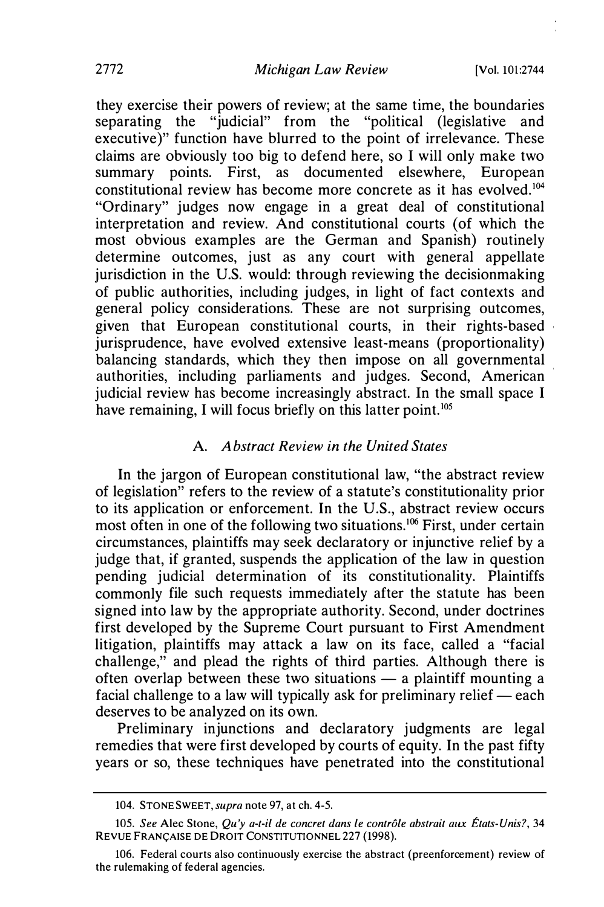they exercise their powers of review; at the same time, the boundaries separating the "judicial" from the "political (legislative and executive)" function have blurred to the point of irrelevance. These claims are obviously too big to defend here, so I will only make two summary points. First, as documented elsewhere, European constitutional review has become more concrete as it has evolved.[104] "Ordinary" judges now engage in a great deal of constitutional interpretation and review. And constitutional courts (of which the most obvious examples are the German and Spanish) routinely determine outcomes, just as any court with general appellate jurisdiction in the U.S. would: through reviewing the decisionmaking of public authorities, including judges, in light of fact contexts and general policy considerations. These are not surprising outcomes, given that European constitutional courts, in their rights-based jurisprudence, have evolved extensive least-means (proportionality) balancing standards, which they then impose on all governmental authorities, including parliaments and judges. Second, American judicial review has become increasingly abstract. In the small space I have remaining, I will focus briefly on this latter point.[105]

### A. *Abstract Review in the United States*

In the jargon of European constitutional law, "the abstract review of legislation" refers to the review of a statute's constitutionality prior to its application or enforcement. In the U.S., abstract review occurs most often in one of the following two situations.[106] First, under certain circumstances, plaintiffs may seek declaratory or injunctive relief by a judge that, if granted, suspends the application of the law in question pending judicial determination of its constitutionality. Plaintiffs commonly file such requests immediately after the statute has been signed into law by the appropriate authority. Second, under doctrines first developed by the Supreme Court pursuant to First Amendment litigation, plaintiffs may attack a law on its face, called a "facial challenge," and plead the rights of third parties. Although there is often overlap between these two situations — a plaintiff mounting a facial challenge to a law will typically ask for preliminary relief — each deserves to be analyzed on its own.

Preliminary injunctions and declaratory judgments are legal remedies that were first developed by courts of equity. In the past fifty years or so, these techniques have penetrated into the constitutional

---

104. STONE SWEET, *supra* note 97, at ch. 4-5.

105. *See* Alec Stone, *Qu'y a-t-il de concret dans le contrôle abstrait aux États-Unis?*, 34 REVUE FRANÇAISE DE DROIT CONSTITUTIONNEL 227 (1998).

106. Federal courts also continuously exercise the abstract (preenforcement) review of the rulemaking of federal agencies.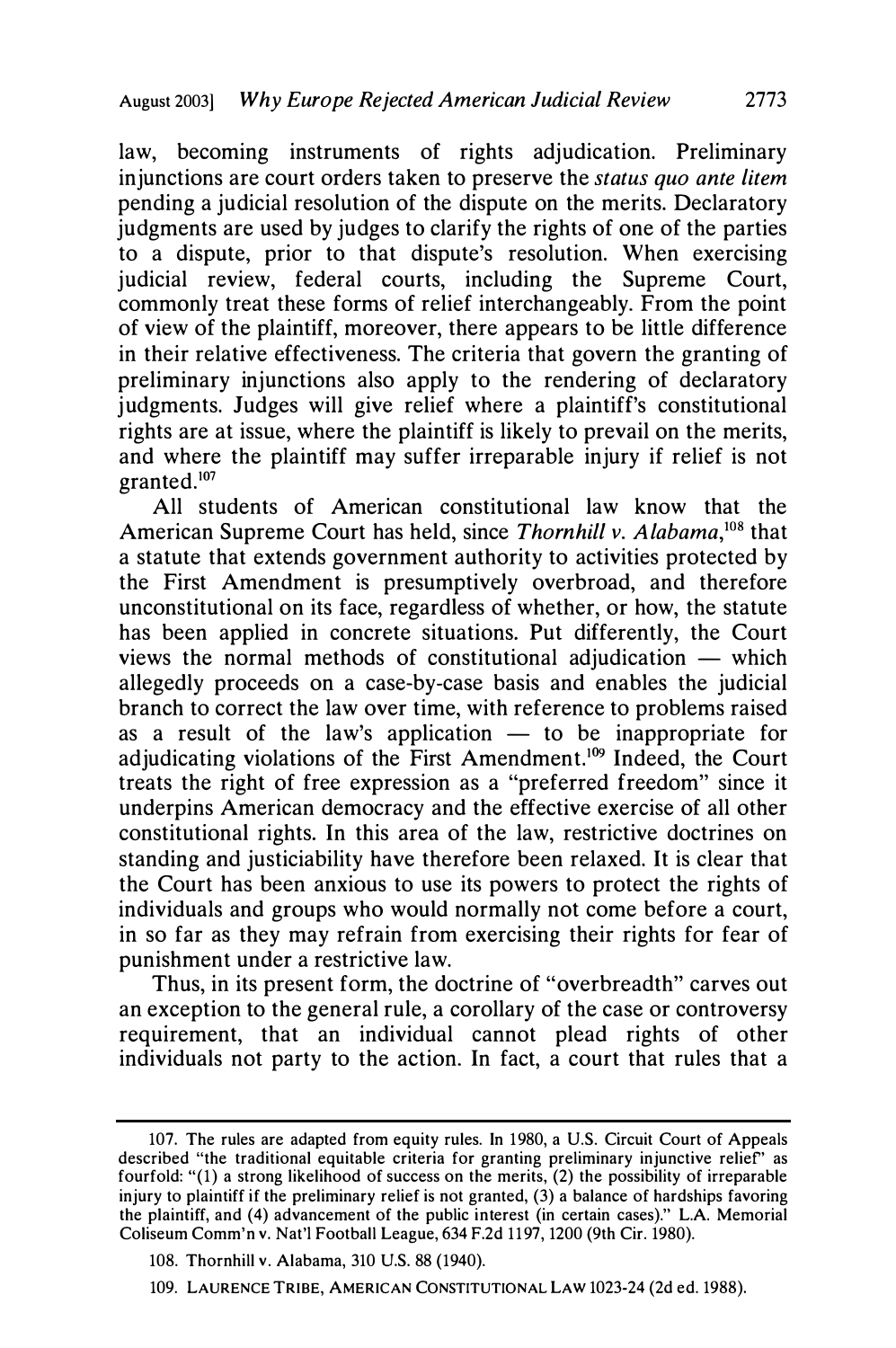law, becoming instruments of rights adjudication. Preliminary injunctions are court orders taken to preserve the *status quo ante litem* pending a judicial resolution of the dispute on the merits. Declaratory judgments are used by judges to clarify the rights of one of the parties to a dispute, prior to that dispute's resolution. When exercising judicial review, federal courts, including the Supreme Court, commonly treat these forms of relief interchangeably. From the point of view of the plaintiff, moreover, there appears to be little difference in their relative effectiveness. The criteria that govern the granting of preliminary injunctions also apply to the rendering of declaratory judgments. Judges will give relief where a plaintiff's constitutional rights are at issue, where the plaintiff is likely to prevail on the merits, and where the plaintiff may suffer irreparable injury if relief is not granted.[107]

All students of American constitutional law know that the American Supreme Court has held, since *Thornhill v. Alabama*,[108] that a statute that extends government authority to activities protected by the First Amendment is presumptively overbroad, and therefore unconstitutional on its face, regardless of whether, or how, the statute has been applied in concrete situations. Put differently, the Court views the normal methods of constitutional adjudication — which allegedly proceeds on a case-by-case basis and enables the judicial branch to correct the law over time, with reference to problems raised as a result of the law's application — to be inappropriate for adjudicating violations of the First Amendment.[109] Indeed, the Court treats the right of free expression as a "preferred freedom" since it underpins American democracy and the effective exercise of all other constitutional rights. In this area of the law, restrictive doctrines on standing and justiciability have therefore been relaxed. It is clear that the Court has been anxious to use its powers to protect the rights of individuals and groups who would normally not come before a court, in so far as they may refrain from exercising their rights for fear of punishment under a restrictive law.

Thus, in its present form, the doctrine of "overbreadth" carves out an exception to the general rule, a corollary of the case or controversy requirement, that an individual cannot plead rights of other individuals not party to the action. In fact, a court that rules that a

---

107. The rules are adapted from equity rules. In 1980, a U.S. Circuit Court of Appeals described "the traditional equitable criteria for granting preliminary injunctive relief" as fourfold: "(1) a strong likelihood of success on the merits, (2) the possibility of irreparable injury to plaintiff if the preliminary relief is not granted, (3) a balance of hardships favoring the plaintiff, and (4) advancement of the public interest (in certain cases)." L.A. Memorial Coliseum Comm'n v. Nat'l Football League, 634 F.2d 1197, 1200 (9th Cir. 1980).

108. Thornhill v. Alabama, 310 U.S. 88 (1940).

109. LAURENCE TRIBE, AMERICAN CONSTITUTIONAL LAW 1023-24 (2d ed. 1988).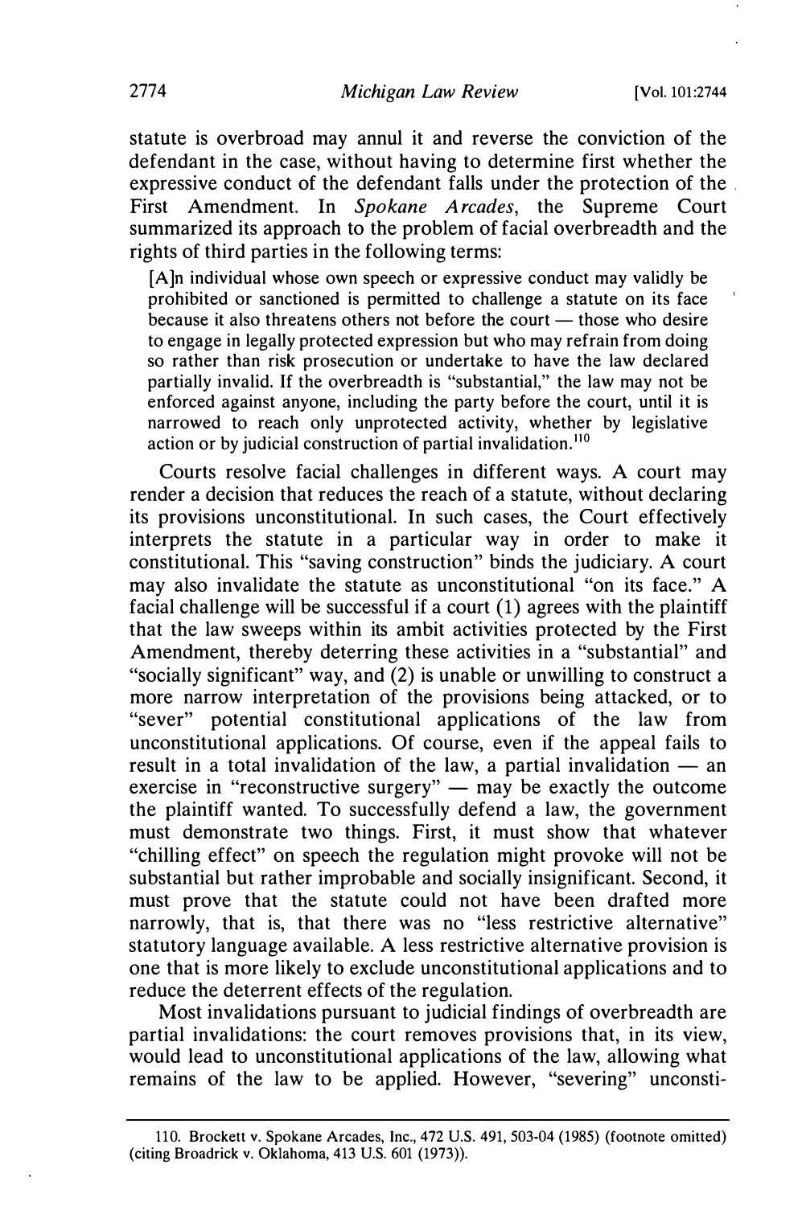statute is overbroad may annul it and reverse the conviction of the defendant in the case, without having to determine first whether the expressive conduct of the defendant falls under the protection of the First Amendment. In *Spokane Arcades*, the Supreme Court summarized its approach to the problem of facial overbreadth and the rights of third parties in the following terms:

> [A]n individual whose own speech or expressive conduct may validly be prohibited or sanctioned is permitted to challenge a statute on its face because it also threatens others not before the court — those who desire to engage in legally protected expression but who may refrain from doing so rather than risk prosecution or undertake to have the law declared partially invalid. If the overbreadth is "substantial," the law may not be enforced against anyone, including the party before the court, until it is narrowed to reach only unprotected activity, whether by legislative action or by judicial construction of partial invalidation.[110]

Courts resolve facial challenges in different ways. A court may render a decision that reduces the reach of a statute, without declaring its provisions unconstitutional. In such cases, the Court effectively interprets the statute in a particular way in order to make it constitutional. This "saving construction" binds the judiciary. A court may also invalidate the statute as unconstitutional "on its face." A facial challenge will be successful if a court (1) agrees with the plaintiff that the law sweeps within its ambit activities protected by the First Amendment, thereby deterring these activities in a "substantial" and "socially significant" way, and (2) is unable or unwilling to construct a more narrow interpretation of the provisions being attacked, or to "sever" potential constitutional applications of the law from unconstitutional applications. Of course, even if the appeal fails to result in a total invalidation of the law, a partial invalidation — an exercise in "reconstructive surgery" — may be exactly the outcome the plaintiff wanted. To successfully defend a law, the government must demonstrate two things. First, it must show that whatever "chilling effect" on speech the regulation might provoke will not be substantial but rather improbable and socially insignificant. Second, it must prove that the statute could not have been drafted more narrowly, that is, that there was no "less restrictive alternative" statutory language available. A less restrictive alternative provision is one that is more likely to exclude unconstitutional applications and to reduce the deterrent effects of the regulation.

Most invalidations pursuant to judicial findings of overbreadth are partial invalidations: the court removes provisions that, in its view, would lead to unconstitutional applications of the law, allowing what remains of the law to be applied. However, "severing" unconsti-

---

110. Brockett v. Spokane Arcades, Inc., 472 U.S. 491, 503-04 (1985) (footnote omitted) (citing Broadrick v. Oklahoma, 413 U.S. 601 (1973)).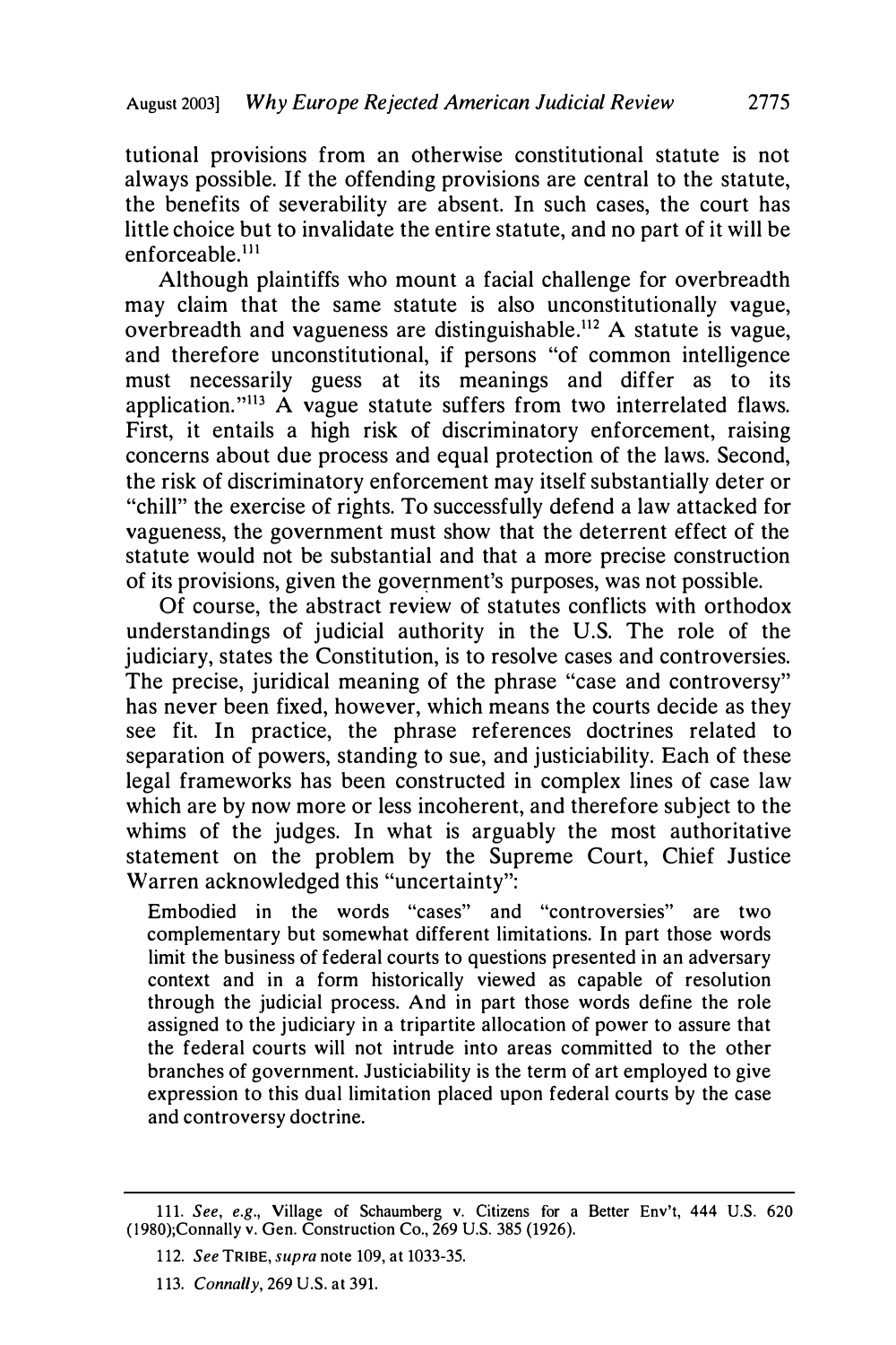tutional provisions from an otherwise constitutional statute is not always possible. If the offending provisions are central to the statute, the benefits of severability are absent. In such cases, the court has little choice but to invalidate the entire statute, and no part of it will be enforceable.[111]

Although plaintiffs who mount a facial challenge for overbreadth may claim that the same statute is also unconstitutionally vague, overbreadth and vagueness are distinguishable.[112] A statute is vague, and therefore unconstitutional, if persons "of common intelligence must necessarily guess at its meanings and differ as to its application."[113] A vague statute suffers from two interrelated flaws. First, it entails a high risk of discriminatory enforcement, raising concerns about due process and equal protection of the laws. Second, the risk of discriminatory enforcement may itself substantially deter or "chill" the exercise of rights. To successfully defend a law attacked for vagueness, the government must show that the deterrent effect of the statute would not be substantial and that a more precise construction of its provisions, given the government's purposes, was not possible.

Of course, the abstract review of statutes conflicts with orthodox understandings of judicial authority in the U.S. The role of the judiciary, states the Constitution, is to resolve cases and controversies. The precise, juridical meaning of the phrase "case and controversy" has never been fixed, however, which means the courts decide as they see fit. In practice, the phrase references doctrines related to separation of powers, standing to sue, and justiciability. Each of these legal frameworks has been constructed in complex lines of case law which are by now more or less incoherent, and therefore subject to the whims of the judges. In what is arguably the most authoritative statement on the problem by the Supreme Court, Chief Justice Warren acknowledged this "uncertainty":

> Embodied in the words "cases" and "controversies" are two complementary but somewhat different limitations. In part those words limit the business of federal courts to questions presented in an adversary context and in a form historically viewed as capable of resolution through the judicial process. And in part those words define the role assigned to the judiciary in a tripartite allocation of power to assure that the federal courts will not intrude into areas committed to the other branches of government. Justiciability is the term of art employed to give expression to this dual limitation placed upon federal courts by the case and controversy doctrine.

---

111. *See, e.g.*, Village of Schaumberg v. Citizens for a Better Env't, 444 U.S. 620 (1980);Connally v. Gen. Construction Co., 269 U.S. 385 (1926).

112. *See* TRIBE, *supra* note 109, at 1033-35.

113. *Connally*, 269 U.S. at 391.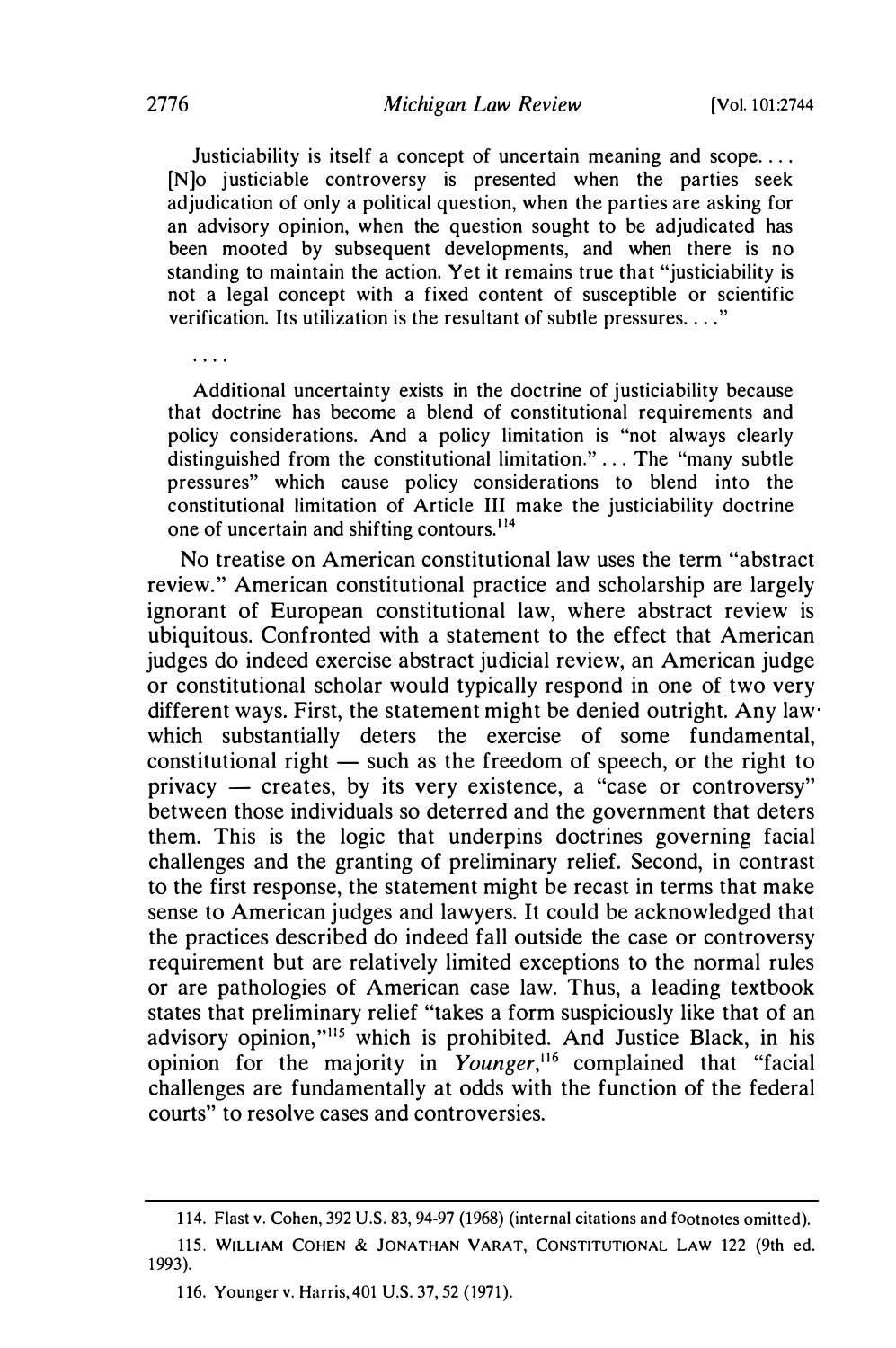> Justiciability is itself a concept of uncertain meaning and scope.... [N]o justiciable controversy is presented when the parties seek adjudication of only a political question, when the parties are asking for an advisory opinion, when the question sought to be adjudicated has been mooted by subsequent developments, and when there is no standing to maintain the action. Yet it remains true that "justiciability is not a legal concept with a fixed content of susceptible or scientific verification. Its utilization is the resultant of subtle pressures...."
>
> ....
>
> Additional uncertainty exists in the doctrine of justiciability because that doctrine has become a blend of constitutional requirements and policy considerations. And a policy limitation is "not always clearly distinguished from the constitutional limitation." ... The "many subtle pressures" which cause policy considerations to blend into the constitutional limitation of Article III make the justiciability doctrine one of uncertain and shifting contours.[114]

No treatise on American constitutional law uses the term "abstract review." American constitutional practice and scholarship are largely ignorant of European constitutional law, where abstract review is ubiquitous. Confronted with a statement to the effect that American judges do indeed exercise abstract judicial review, an American judge or constitutional scholar would typically respond in one of two very different ways. First, the statement might be denied outright. Any law which substantially deters the exercise of some fundamental, constitutional right — such as the freedom of speech, or the right to privacy — creates, by its very existence, a "case or controversy" between those individuals so deterred and the government that deters them. This is the logic that underpins doctrines governing facial challenges and the granting of preliminary relief. Second, in contrast to the first response, the statement might be recast in terms that make sense to American judges and lawyers. It could be acknowledged that the practices described do indeed fall outside the case or controversy requirement but are relatively limited exceptions to the normal rules or are pathologies of American case law. Thus, a leading textbook states that preliminary relief "takes a form suspiciously like that of an advisory opinion,"[115] which is prohibited. And Justice Black, in his opinion for the majority in *Younger*,[116] complained that "facial challenges are fundamentally at odds with the function of the federal courts" to resolve cases and controversies.

---

114. Flast v. Cohen, 392 U.S. 83, 94-97 (1968) (internal citations and footnotes omitted).

115. WILLIAM COHEN & JONATHAN VARAT, CONSTITUTIONAL LAW 122 (9th ed. 1993).

116. Younger v. Harris, 401 U.S. 37, 52 (1971).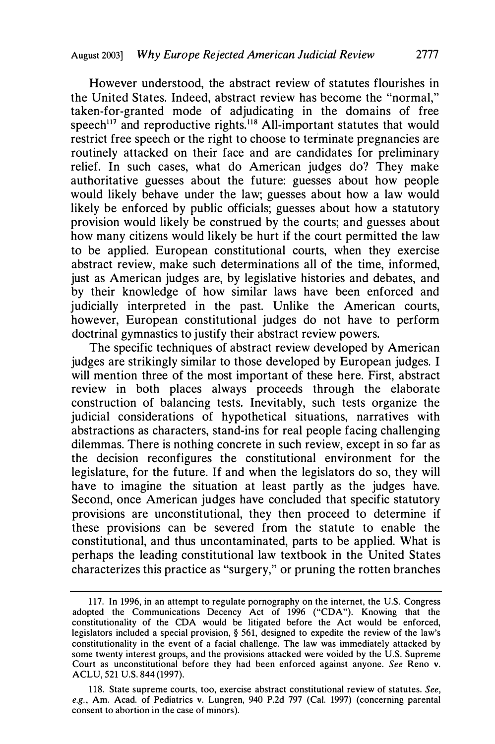However understood, the abstract review of statutes flourishes in the United States. Indeed, abstract review has become the "normal," taken-for-granted mode of adjudicating in the domains of free speech[117] and reproductive rights.[118] All-important statutes that would restrict free speech or the right to choose to terminate pregnancies are routinely attacked on their face and are candidates for preliminary relief. In such cases, what do American judges do? They make authoritative guesses about the future: guesses about how people would likely behave under the law; guesses about how a law would likely be enforced by public officials; guesses about how a statutory provision would likely be construed by the courts; and guesses about how many citizens would likely be hurt if the court permitted the law to be applied. European constitutional courts, when they exercise abstract review, make such determinations all of the time, informed, just as American judges are, by legislative histories and debates, and by their knowledge of how similar laws have been enforced and judicially interpreted in the past. Unlike the American courts, however, European constitutional judges do not have to perform doctrinal gymnastics to justify their abstract review powers.

The specific techniques of abstract review developed by American judges are strikingly similar to those developed by European judges. I will mention three of the most important of these here. First, abstract review in both places always proceeds through the elaborate construction of balancing tests. Inevitably, such tests organize the judicial considerations of hypothetical situations, narratives with abstractions as characters, stand-ins for real people facing challenging dilemmas. There is nothing concrete in such review, except in so far as the decision reconfigures the constitutional environment for the legislature, for the future. If and when the legislators do so, they will have to imagine the situation at least partly as the judges have. Second, once American judges have concluded that specific statutory provisions are unconstitutional, they then proceed to determine if these provisions can be severed from the statute to enable the constitutional, and thus uncontaminated, parts to be applied. What is perhaps the leading constitutional law textbook in the United States characterizes this practice as "surgery," or pruning the rotten branches

---

117. In 1996, in an attempt to regulate pornography on the internet, the U.S. Congress adopted the Communications Decency Act of 1996 ("CDA"). Knowing that the constitutionality of the CDA would be litigated before the Act would be enforced, legislators included a special provision, § 561, designed to expedite the review of the law's constitutionality in the event of a facial challenge. The law was immediately attacked by some twenty interest groups, and the provisions attacked were voided by the U.S. Supreme Court as unconstitutional before they had been enforced against anyone. *See* Reno v. ACLU, 521 U.S. 844 (1997).

118. State supreme courts, too, exercise abstract constitutional review of statutes. *See, e.g.*, Am. Acad. of Pediatrics v. Lungren, 940 P.2d 797 (Cal. 1997) (concerning parental consent to abortion in the case of minors).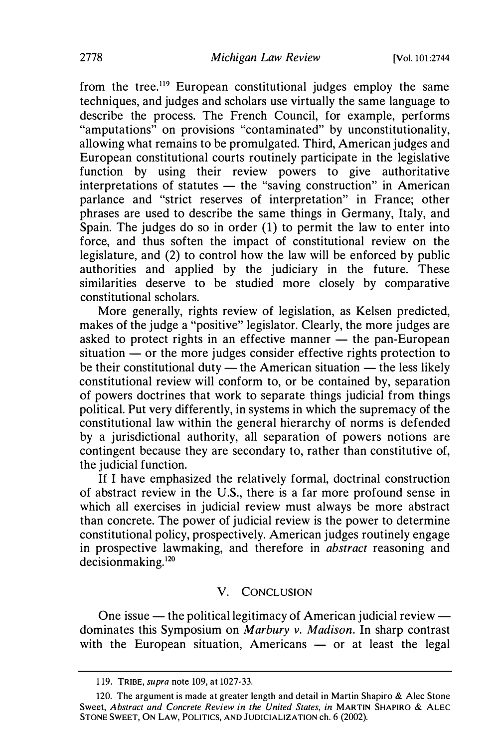from the tree.[119] European constitutional judges employ the same techniques, and judges and scholars use virtually the same language to describe the process. The French Council, for example, performs "amputations" on provisions "contaminated" by unconstitutionality, allowing what remains to be promulgated. Third, American judges and European constitutional courts routinely participate in the legislative function by using their review powers to give authoritative interpretations of statutes — the "saving construction" in American parlance and "strict reserves of interpretation" in France; other phrases are used to describe the same things in Germany, Italy, and Spain. The judges do so in order (1) to permit the law to enter into force, and thus soften the impact of constitutional review on the legislature, and (2) to control how the law will be enforced by public authorities and applied by the judiciary in the future. These similarities deserve to be studied more closely by comparative constitutional scholars.

More generally, rights review of legislation, as Kelsen predicted, makes of the judge a "positive" legislator. Clearly, the more judges are asked to protect rights in an effective manner — the pan-European situation — or the more judges consider effective rights protection to be their constitutional duty — the American situation — the less likely constitutional review will conform to, or be contained by, separation of powers doctrines that work to separate things judicial from things political. Put very differently, in systems in which the supremacy of the constitutional law within the general hierarchy of norms is defended by a jurisdictional authority, all separation of powers notions are contingent because they are secondary to, rather than constitutive of, the judicial function.

If I have emphasized the relatively formal, doctrinal construction of abstract review in the U.S., there is a far more profound sense in which all exercises in judicial review must always be more abstract than concrete. The power of judicial review is the power to determine constitutional policy, prospectively. American judges routinely engage in prospective lawmaking, and therefore in *abstract* reasoning and decisionmaking.[120]

## V. Conclusion

One issue — the political legitimacy of American judicial review — dominates this Symposium on *Marbury v. Madison*. In sharp contrast with the European situation, Americans — or at least the legal

---

119. TRIBE, *supra* note 109, at 1027-33.

120. The argument is made at greater length and detail in Martin Shapiro & Alec Stone Sweet, *Abstract and Concrete Review in the United States*, *in* MARTIN SHAPIRO & ALEC STONE SWEET, ON LAW, POLITICS, AND JUDICIALIZATION ch. 6 (2002).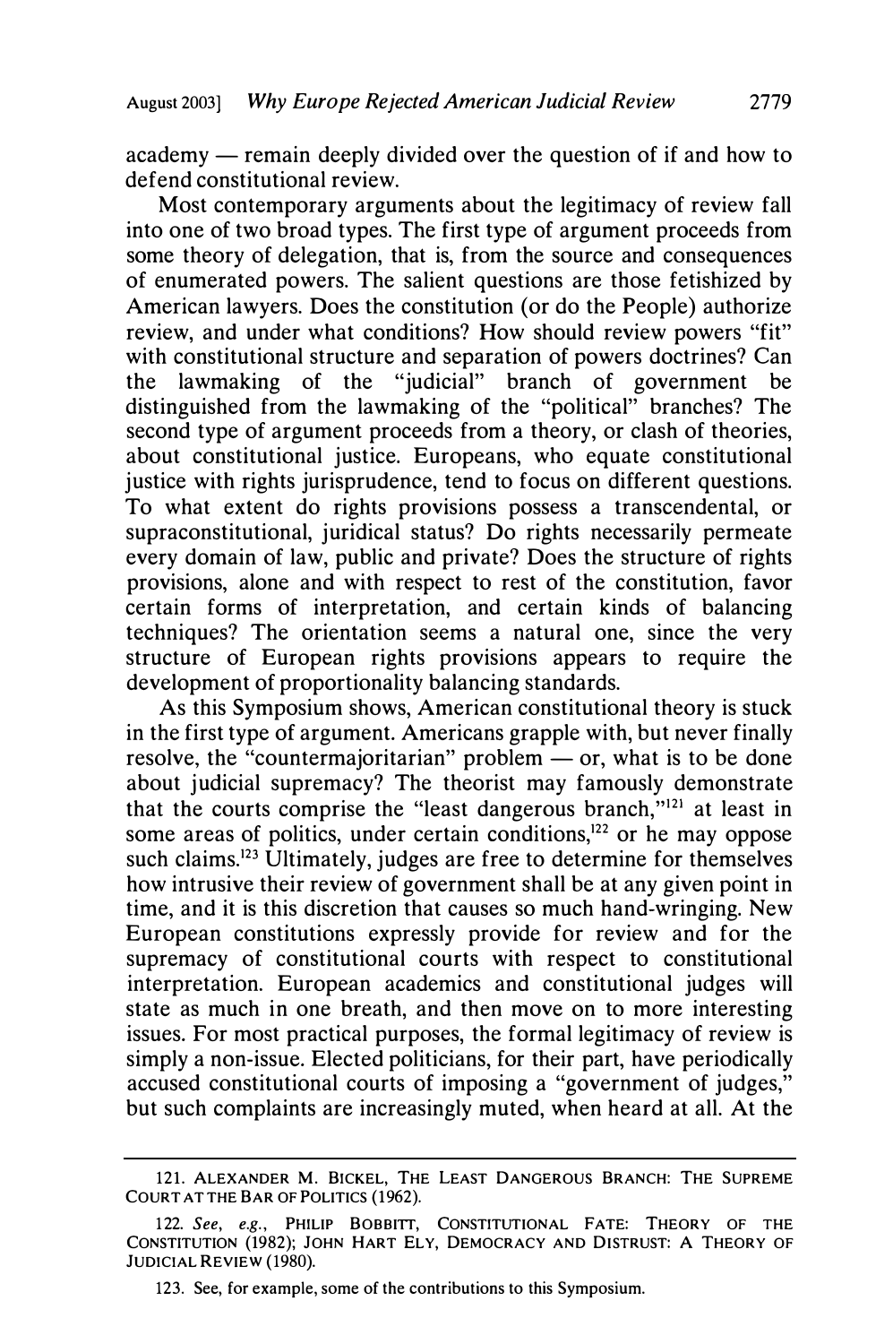academy — remain deeply divided over the question of if and how to defend constitutional review.

Most contemporary arguments about the legitimacy of review fall into one of two broad types. The first type of argument proceeds from some theory of delegation, that is, from the source and consequences of enumerated powers. The salient questions are those fetishized by American lawyers. Does the constitution (or do the People) authorize review, and under what conditions? How should review powers "fit" with constitutional structure and separation of powers doctrines? Can the lawmaking of the "judicial" branch of government be distinguished from the lawmaking of the "political" branches? The second type of argument proceeds from a theory, or clash of theories, about constitutional justice. Europeans, who equate constitutional justice with rights jurisprudence, tend to focus on different questions. To what extent do rights provisions possess a transcendental, or supraconstitutional, juridical status? Do rights necessarily permeate every domain of law, public and private? Does the structure of rights provisions, alone and with respect to rest of the constitution, favor certain forms of interpretation, and certain kinds of balancing techniques? The orientation seems a natural one, since the very structure of European rights provisions appears to require the development of proportionality balancing standards.

As this Symposium shows, American constitutional theory is stuck in the first type of argument. Americans grapple with, but never finally resolve, the "countermajoritarian" problem — or, what is to be done about judicial supremacy? The theorist may famously demonstrate that the courts comprise the "least dangerous branch,"[121] at least in some areas of politics, under certain conditions,[122] or he may oppose such claims.[123] Ultimately, judges are free to determine for themselves how intrusive their review of government shall be at any given point in time, and it is this discretion that causes so much hand-wringing. New European constitutions expressly provide for review and for the supremacy of constitutional courts with respect to constitutional interpretation. European academics and constitutional judges will state as much in one breath, and then move on to more interesting issues. For most practical purposes, the formal legitimacy of review is simply a non-issue. Elected politicians, for their part, have periodically accused constitutional courts of imposing a "government of judges," but such complaints are increasingly muted, when heard at all. At the

---

121. ALEXANDER M. BICKEL, THE LEAST DANGEROUS BRANCH: THE SUPREME COURT AT THE BAR OF POLITICS (1962).

122. *See, e.g.*, PHILIP BOBBITT, CONSTITUTIONAL FATE: THEORY OF THE CONSTITUTION (1982); JOHN HART ELY, DEMOCRACY AND DISTRUST: A THEORY OF JUDICIAL REVIEW (1980).

123. See, for example, some of the contributions to this Symposium.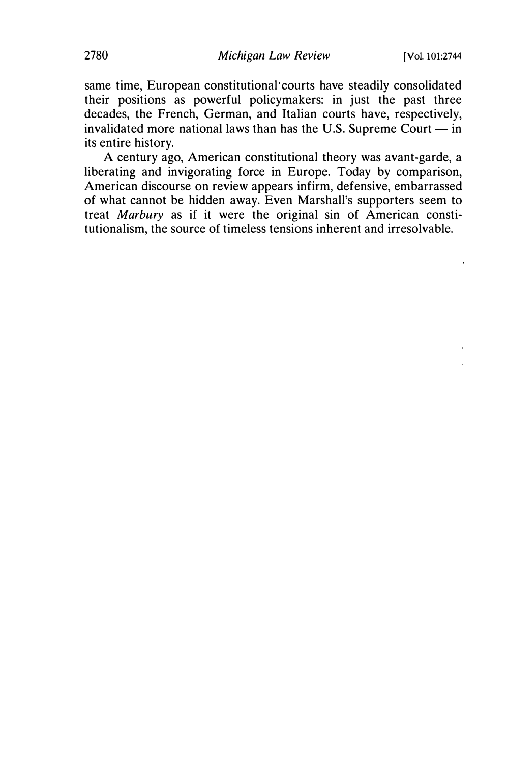same time, European constitutional courts have steadily consolidated their positions as powerful policymakers: in just the past three decades, the French, German, and Italian courts have, respectively, invalidated more national laws than has the U.S. Supreme Court — in its entire history.

A century ago, American constitutional theory was avant-garde, a liberating and invigorating force in Europe. Today by comparison, American discourse on review appears infirm, defensive, embarrassed of what cannot be hidden away. Even Marshall's supporters seem to treat *Marbury* as if it were the original sin of American constitutionalism, the source of timeless tensions inherent and irresolvable.